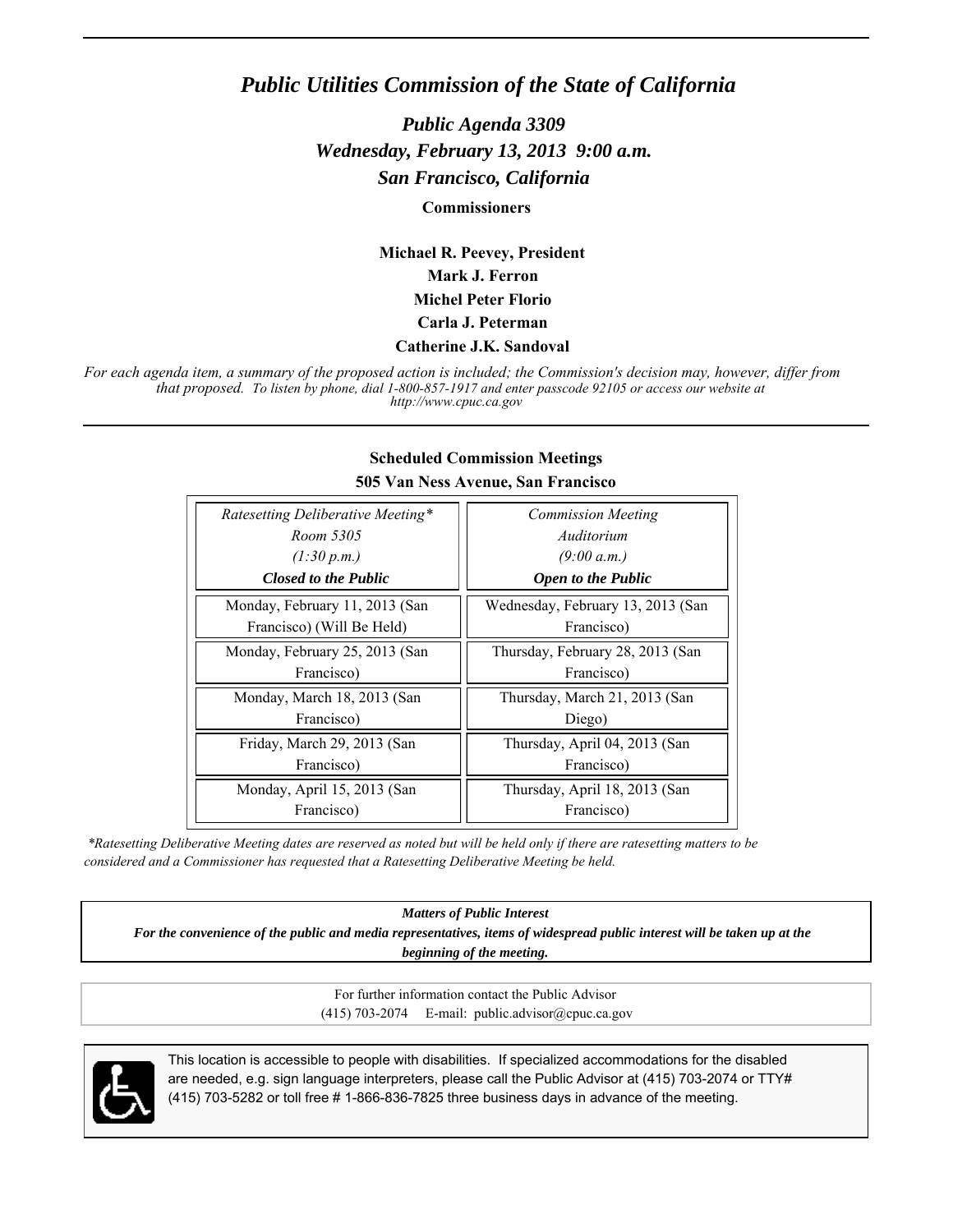# *Public Utilities Commission of the State of California*

## *Public Agenda 3309*
## *Wednesday, February 13, 2013 9:00 a.m.*
## *San Francisco, California*

**Commissioners**

**Michael R. Peevey, President**
**Mark J. Ferron**
**Michel Peter Florio**
**Carla J. Peterman**
**Catherine J.K. Sandoval**

*For each agenda item, a summary of the proposed action is included; the Commission's decision may, however, differ from that proposed. To listen by phone, dial 1-800-857-1917 and enter passcode 92105 or access our website at http://www.cpuc.ca.gov*

---

**Scheduled Commission Meetings**
**505 Van Ness Avenue, San Francisco**

| *Ratesetting Deliberative Meeting\**<br>*Room 5305*<br>*(1:30 p.m.)*<br>***Closed to the Public*** | *Commission Meeting*<br>*Auditorium*<br>*(9:00 a.m.)*<br>***Open to the Public*** |
| --- | --- |
| Monday, February 11, 2013 (San Francisco) (Will Be Held) | Wednesday, February 13, 2013 (San Francisco) |
| Monday, February 25, 2013 (San Francisco) | Thursday, February 28, 2013 (San Francisco) |
| Monday, March 18, 2013 (San Francisco) | Thursday, March 21, 2013 (San Diego) |
| Friday, March 29, 2013 (San Francisco) | Thursday, April 04, 2013 (San Francisco) |
| Monday, April 15, 2013 (San Francisco) | Thursday, April 18, 2013 (San Francisco) |

*\*Ratesetting Deliberative Meeting dates are reserved as noted but will be held only if there are ratesetting matters to be considered and a Commissioner has requested that a Ratesetting Deliberative Meeting be held.*

***Matters of Public Interest***
***For the convenience of the public and media representatives, items of widespread public interest will be taken up at the beginning of the meeting.***

For further information contact the Public Advisor
(415) 703-2074 E-mail: public.advisor@cpuc.ca.gov

This location is accessible to people with disabilities. If specialized accommodations for the disabled are needed, e.g. sign language interpreters, please call the Public Advisor at (415) 703-2074 or TTY# (415) 703-5282 or toll free # 1-866-836-7825 three business days in advance of the meeting.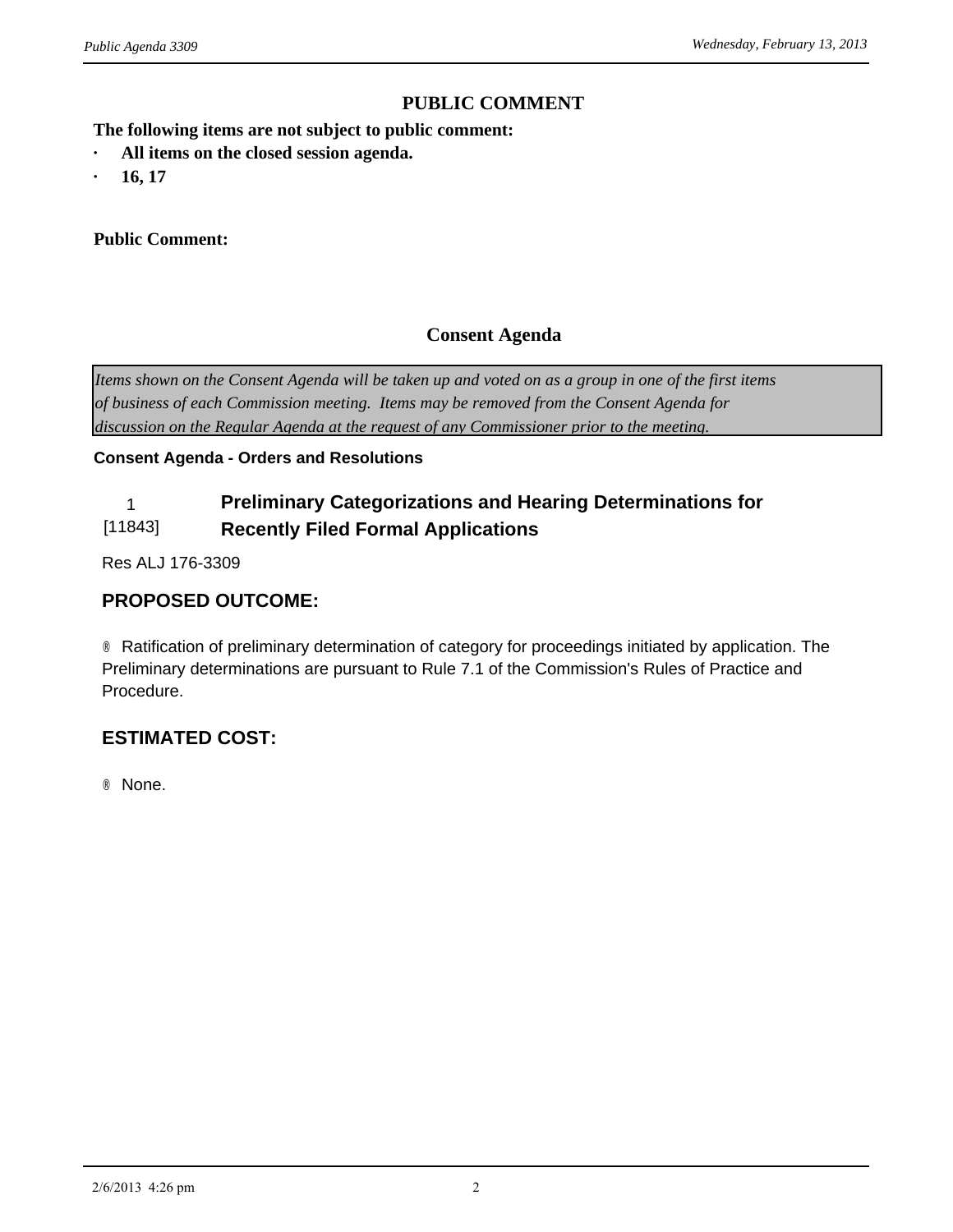## PUBLIC COMMENT

**The following items are not subject to public comment:**

- **All items on the closed session agenda.**
- **16, 17**

**Public Comment:**

## Consent Agenda

*Items shown on the Consent Agenda will be taken up and voted on as a group in one of the first items of business of each Commission meeting. Items may be removed from the Consent Agenda for discussion on the Regular Agenda at the request of any Commissioner prior to the meeting.*

**Consent Agenda - Orders and Resolutions**

### 1 [11843] Preliminary Categorizations and Hearing Determinations for Recently Filed Formal Applications

Res ALJ 176-3309

### PROPOSED OUTCOME:

® Ratification of preliminary determination of category for proceedings initiated by application. The Preliminary determinations are pursuant to Rule 7.1 of the Commission's Rules of Practice and Procedure.

### ESTIMATED COST:

® None.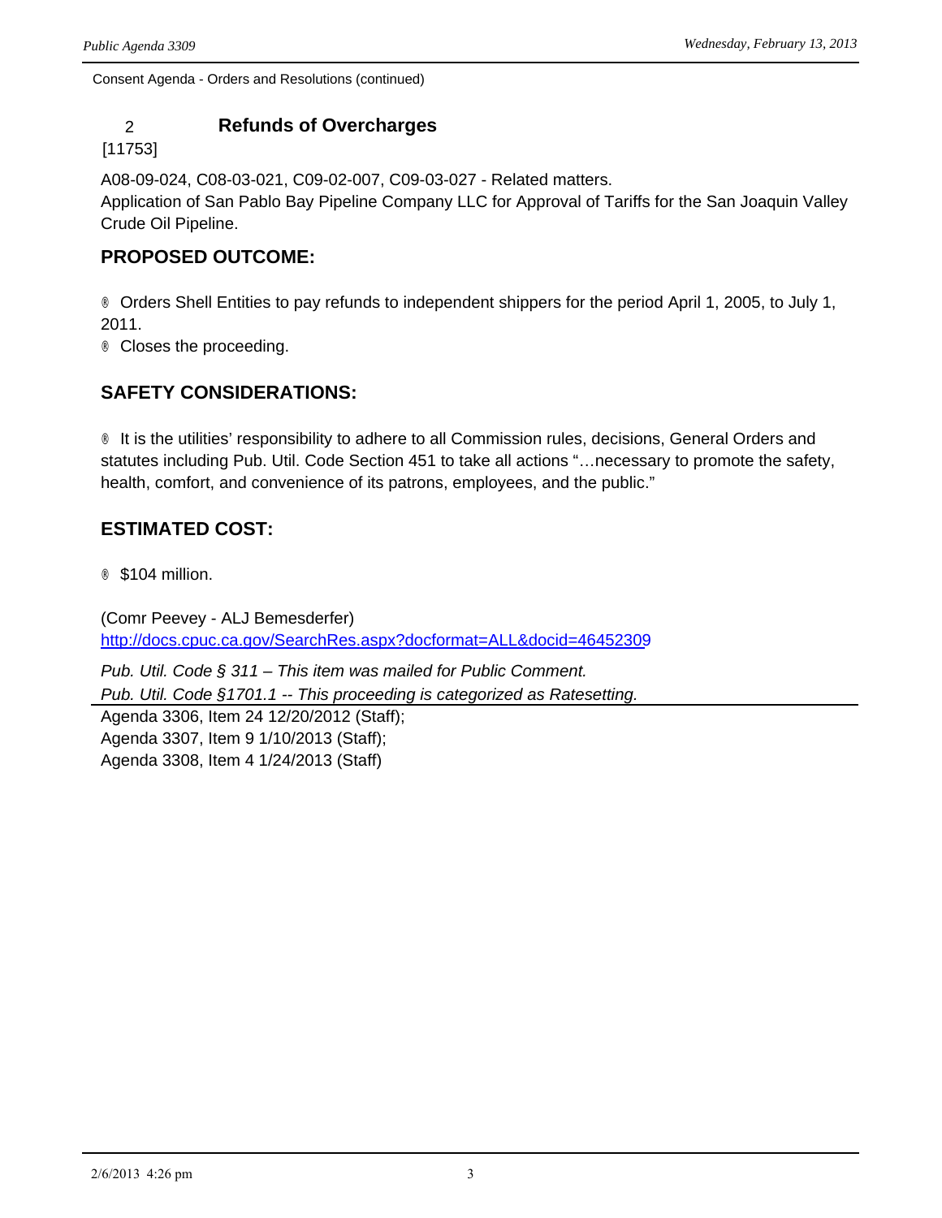Consent Agenda - Orders and Resolutions (continued)

## 2 [11753] Refunds of Overcharges

A08-09-024, C08-03-021, C09-02-007, C09-03-027 - Related matters.
Application of San Pablo Bay Pipeline Company LLC for Approval of Tariffs for the San Joaquin Valley Crude Oil Pipeline.

### PROPOSED OUTCOME:

- Orders Shell Entities to pay refunds to independent shippers for the period April 1, 2005, to July 1, 2011.
- Closes the proceeding.

### SAFETY CONSIDERATIONS:

- It is the utilities' responsibility to adhere to all Commission rules, decisions, General Orders and statutes including Pub. Util. Code Section 451 to take all actions "…necessary to promote the safety, health, comfort, and convenience of its patrons, employees, and the public."

### ESTIMATED COST:

- $104 million.

(Comr Peevey - ALJ Bemesderfer)
http://docs.cpuc.ca.gov/SearchRes.aspx?docformat=ALL&docid=46452309

*Pub. Util. Code § 311 – This item was mailed for Public Comment.*
*Pub. Util. Code §1701.1 -- This proceeding is categorized as Ratesetting.*

Agenda 3306, Item 24 12/20/2012 (Staff);
Agenda 3307, Item 9 1/10/2013 (Staff);
Agenda 3308, Item 4 1/24/2013 (Staff)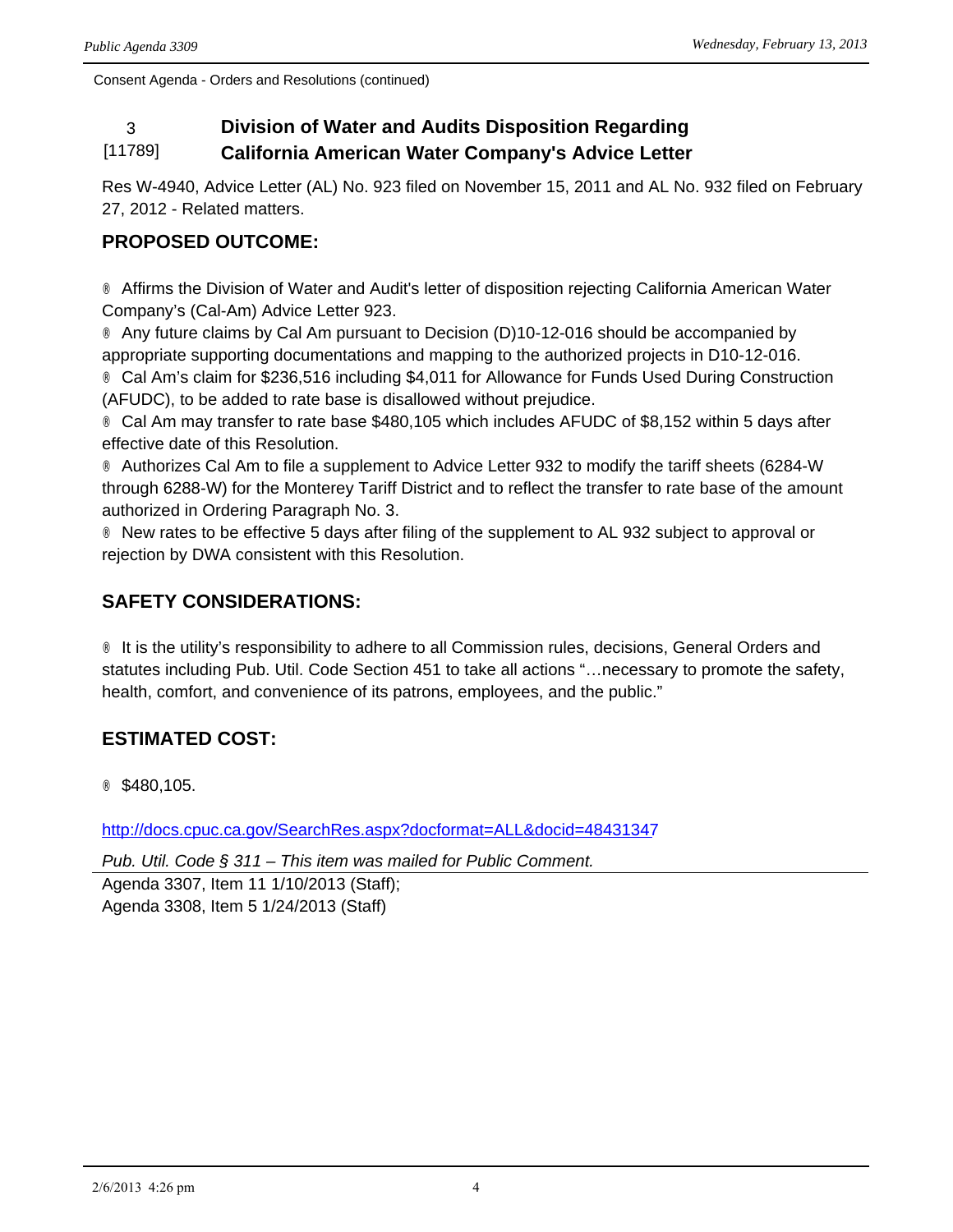Consent Agenda - Orders and Resolutions (continued)

### 3 [11789] Division of Water and Audits Disposition Regarding California American Water Company's Advice Letter

Res W-4940, Advice Letter (AL) No. 923 filed on November 15, 2011 and AL No. 932 filed on February 27, 2012 - Related matters.

**PROPOSED OUTCOME:**

- Affirms the Division of Water and Audit's letter of disposition rejecting California American Water Company's (Cal-Am) Advice Letter 923.
- Any future claims by Cal Am pursuant to Decision (D)10-12-016 should be accompanied by appropriate supporting documentations and mapping to the authorized projects in D10-12-016.
- Cal Am's claim for $236,516 including $4,011 for Allowance for Funds Used During Construction (AFUDC), to be added to rate base is disallowed without prejudice.
- Cal Am may transfer to rate base $480,105 which includes AFUDC of $8,152 within 5 days after effective date of this Resolution.
- Authorizes Cal Am to file a supplement to Advice Letter 932 to modify the tariff sheets (6284-W through 6288-W) for the Monterey Tariff District and to reflect the transfer to rate base of the amount authorized in Ordering Paragraph No. 3.
- New rates to be effective 5 days after filing of the supplement to AL 932 subject to approval or rejection by DWA consistent with this Resolution.

**SAFETY CONSIDERATIONS:**

- It is the utility's responsibility to adhere to all Commission rules, decisions, General Orders and statutes including Pub. Util. Code Section 451 to take all actions "…necessary to promote the safety, health, comfort, and convenience of its patrons, employees, and the public."

**ESTIMATED COST:**

- $480,105.

http://docs.cpuc.ca.gov/SearchRes.aspx?docformat=ALL&docid=48431347

*Pub. Util. Code § 311 – This item was mailed for Public Comment.*

Agenda 3307, Item 11 1/10/2013 (Staff);
Agenda 3308, Item 5 1/24/2013 (Staff)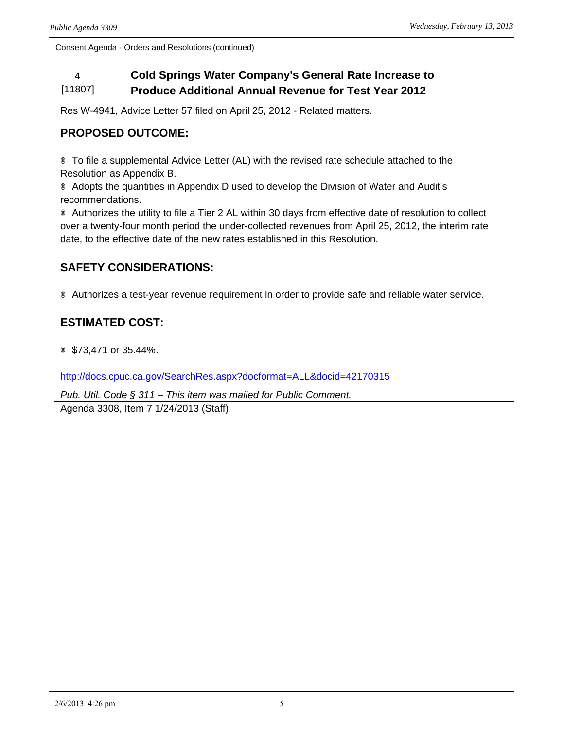Consent Agenda - Orders and Resolutions (continued)

## 4 [11807] Cold Springs Water Company's General Rate Increase to Produce Additional Annual Revenue for Test Year 2012

Res W-4941, Advice Letter 57 filed on April 25, 2012 - Related matters.

### PROPOSED OUTCOME:

® To file a supplemental Advice Letter (AL) with the revised rate schedule attached to the Resolution as Appendix B.
® Adopts the quantities in Appendix D used to develop the Division of Water and Audit's recommendations.
® Authorizes the utility to file a Tier 2 AL within 30 days from effective date of resolution to collect over a twenty-four month period the under-collected revenues from April 25, 2012, the interim rate date, to the effective date of the new rates established in this Resolution.

### SAFETY CONSIDERATIONS:

® Authorizes a test-year revenue requirement in order to provide safe and reliable water service.

### ESTIMATED COST:

® $73,471 or 35.44%.

http://docs.cpuc.ca.gov/SearchRes.aspx?docformat=ALL&docid=42170315

*Pub. Util. Code § 311 – This item was mailed for Public Comment.*

Agenda 3308, Item 7 1/24/2013 (Staff)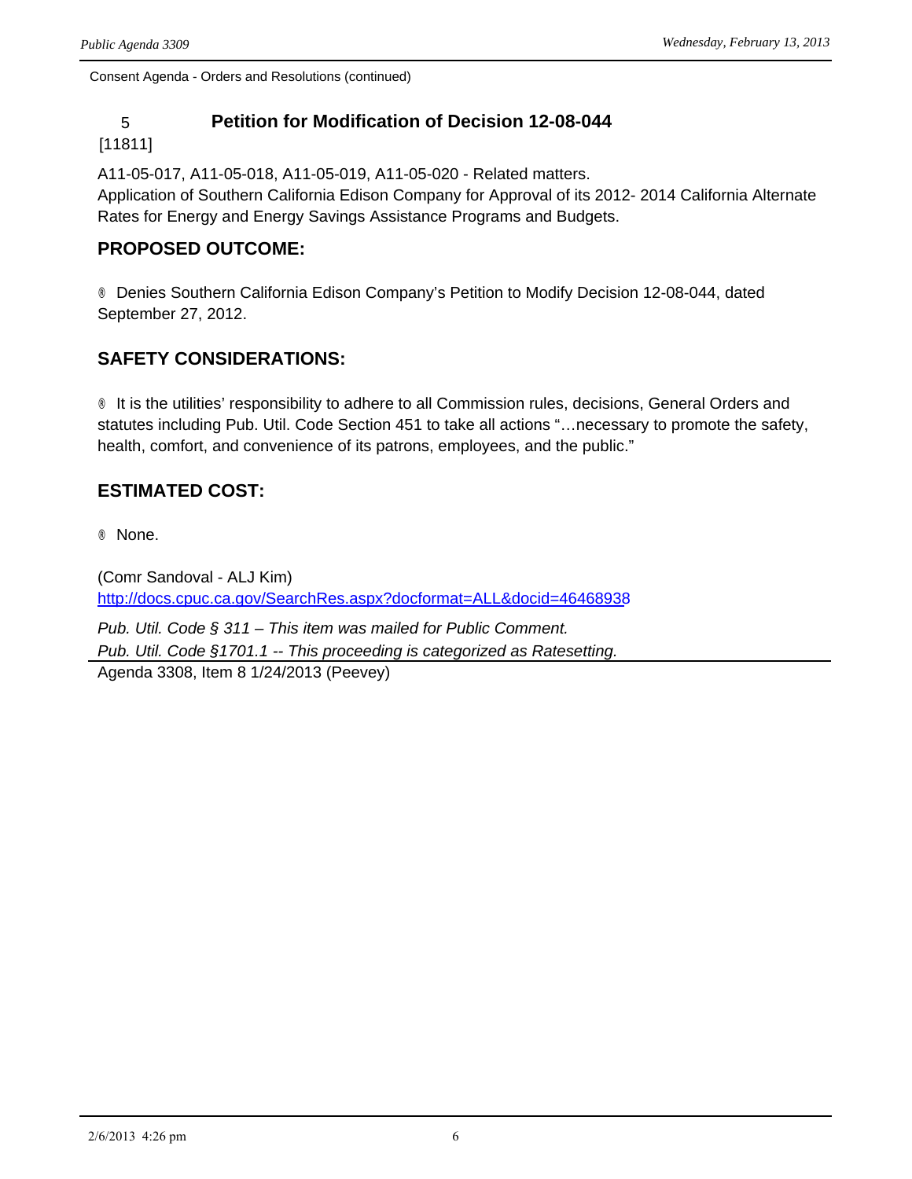Consent Agenda - Orders and Resolutions (continued)

### 5 [11811] Petition for Modification of Decision 12-08-044

A11-05-017, A11-05-018, A11-05-019, A11-05-020 - Related matters.
Application of Southern California Edison Company for Approval of its 2012- 2014 California Alternate Rates for Energy and Energy Savings Assistance Programs and Budgets.

## PROPOSED OUTCOME:

® Denies Southern California Edison Company's Petition to Modify Decision 12-08-044, dated September 27, 2012.

## SAFETY CONSIDERATIONS:

® It is the utilities' responsibility to adhere to all Commission rules, decisions, General Orders and statutes including Pub. Util. Code Section 451 to take all actions "…necessary to promote the safety, health, comfort, and convenience of its patrons, employees, and the public."

## ESTIMATED COST:

® None.

(Comr Sandoval - ALJ Kim)
http://docs.cpuc.ca.gov/SearchRes.aspx?docformat=ALL&docid=46468938

*Pub. Util. Code § 311 – This item was mailed for Public Comment.*
*Pub. Util. Code §1701.1 -- This proceeding is categorized as Ratesetting.*

Agenda 3308, Item 8 1/24/2013 (Peevey)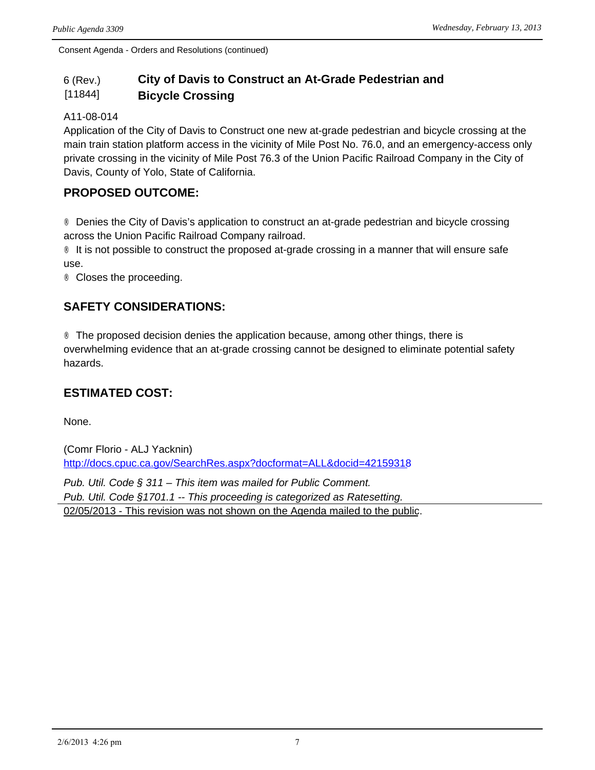Consent Agenda - Orders and Resolutions (continued)

## 6 (Rev.) [11844] City of Davis to Construct an At-Grade Pedestrian and Bicycle Crossing

A11-08-014
Application of the City of Davis to Construct one new at-grade pedestrian and bicycle crossing at the main train station platform access in the vicinity of Mile Post No. 76.0, and an emergency-access only private crossing in the vicinity of Mile Post 76.3 of the Union Pacific Railroad Company in the City of Davis, County of Yolo, State of California.

### PROPOSED OUTCOME:

- Denies the City of Davis's application to construct an at-grade pedestrian and bicycle crossing across the Union Pacific Railroad Company railroad.
- It is not possible to construct the proposed at-grade crossing in a manner that will ensure safe use.
- Closes the proceeding.

### SAFETY CONSIDERATIONS:

- The proposed decision denies the application because, among other things, there is overwhelming evidence that an at-grade crossing cannot be designed to eliminate potential safety hazards.

### ESTIMATED COST:

None.

(Comr Florio - ALJ Yacknin)
http://docs.cpuc.ca.gov/SearchRes.aspx?docformat=ALL&docid=42159318

*Pub. Util. Code § 311 – This item was mailed for Public Comment.*
*Pub. Util. Code §1701.1 -- This proceeding is categorized as Ratesetting.*
<u>02/05/2013 - This revision was not shown on the Agenda mailed to the public</u>.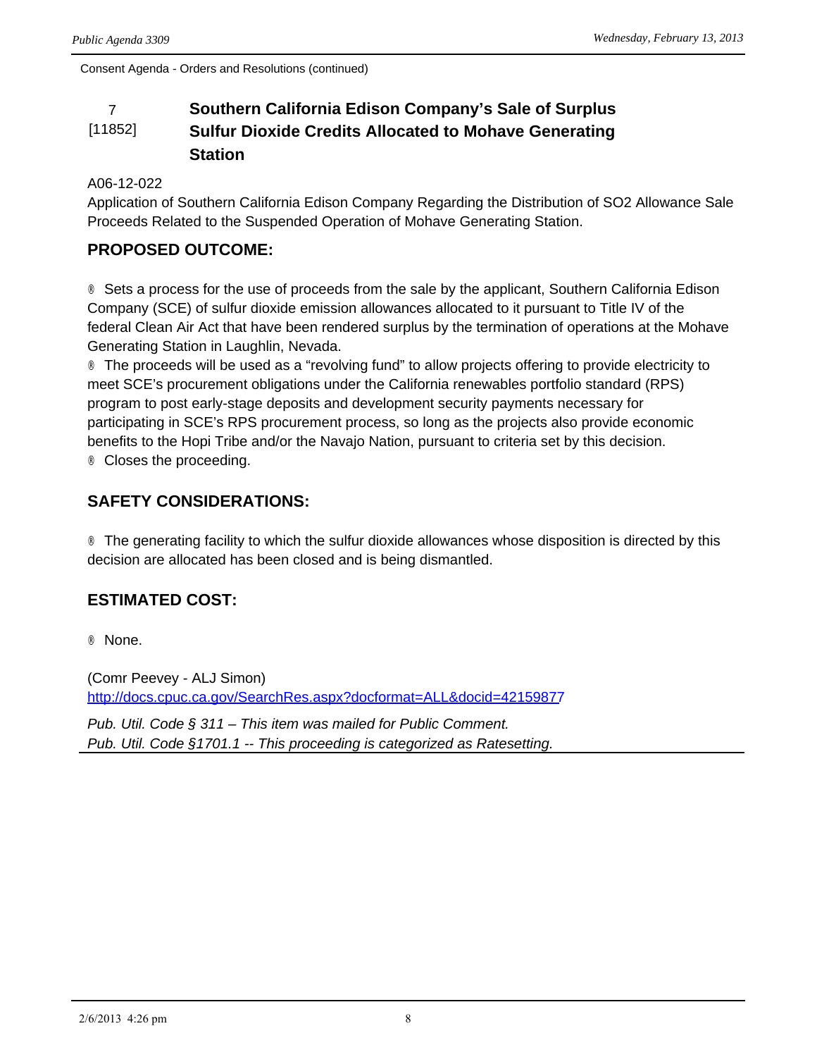Consent Agenda - Orders and Resolutions (continued)

## 7 [11852] Southern California Edison Company's Sale of Surplus Sulfur Dioxide Credits Allocated to Mohave Generating Station

A06-12-022
Application of Southern California Edison Company Regarding the Distribution of SO2 Allowance Sale Proceeds Related to the Suspended Operation of Mohave Generating Station.

### PROPOSED OUTCOME:

- Sets a process for the use of proceeds from the sale by the applicant, Southern California Edison Company (SCE) of sulfur dioxide emission allowances allocated to it pursuant to Title IV of the federal Clean Air Act that have been rendered surplus by the termination of operations at the Mohave Generating Station in Laughlin, Nevada.
- The proceeds will be used as a "revolving fund" to allow projects offering to provide electricity to meet SCE's procurement obligations under the California renewables portfolio standard (RPS) program to post early-stage deposits and development security payments necessary for participating in SCE's RPS procurement process, so long as the projects also provide economic benefits to the Hopi Tribe and/or the Navajo Nation, pursuant to criteria set by this decision.
- Closes the proceeding.

### SAFETY CONSIDERATIONS:

- The generating facility to which the sulfur dioxide allowances whose disposition is directed by this decision are allocated has been closed and is being dismantled.

### ESTIMATED COST:

- None.

(Comr Peevey - ALJ Simon)
http://docs.cpuc.ca.gov/SearchRes.aspx?docformat=ALL&docid=42159877

*Pub. Util. Code § 311 – This item was mailed for Public Comment.*
*Pub. Util. Code §1701.1 -- This proceeding is categorized as Ratesetting.*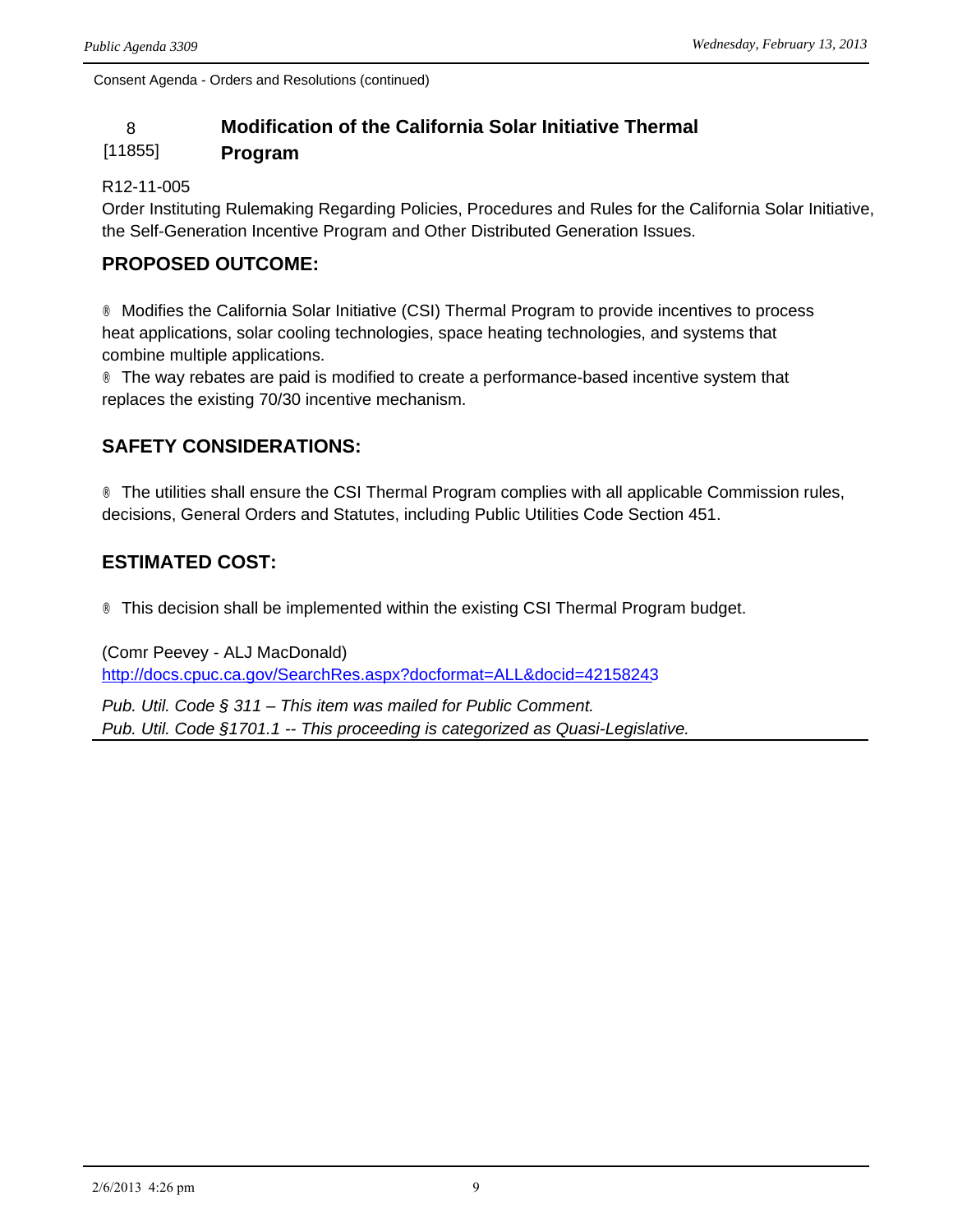Consent Agenda - Orders and Resolutions (continued)

## 8 [11855] Modification of the California Solar Initiative Thermal Program

R12-11-005

Order Instituting Rulemaking Regarding Policies, Procedures and Rules for the California Solar Initiative, the Self-Generation Incentive Program and Other Distributed Generation Issues.

### PROPOSED OUTCOME:

- Modifies the California Solar Initiative (CSI) Thermal Program to provide incentives to process heat applications, solar cooling technologies, space heating technologies, and systems that combine multiple applications.
- The way rebates are paid is modified to create a performance-based incentive system that replaces the existing 70/30 incentive mechanism.

### SAFETY CONSIDERATIONS:

- The utilities shall ensure the CSI Thermal Program complies with all applicable Commission rules, decisions, General Orders and Statutes, including Public Utilities Code Section 451.

### ESTIMATED COST:

- This decision shall be implemented within the existing CSI Thermal Program budget.

(Comr Peevey - ALJ MacDonald)
http://docs.cpuc.ca.gov/SearchRes.aspx?docformat=ALL&docid=42158243

*Pub. Util. Code § 311 – This item was mailed for Public Comment.*
*Pub. Util. Code §1701.1 -- This proceeding is categorized as Quasi-Legislative.*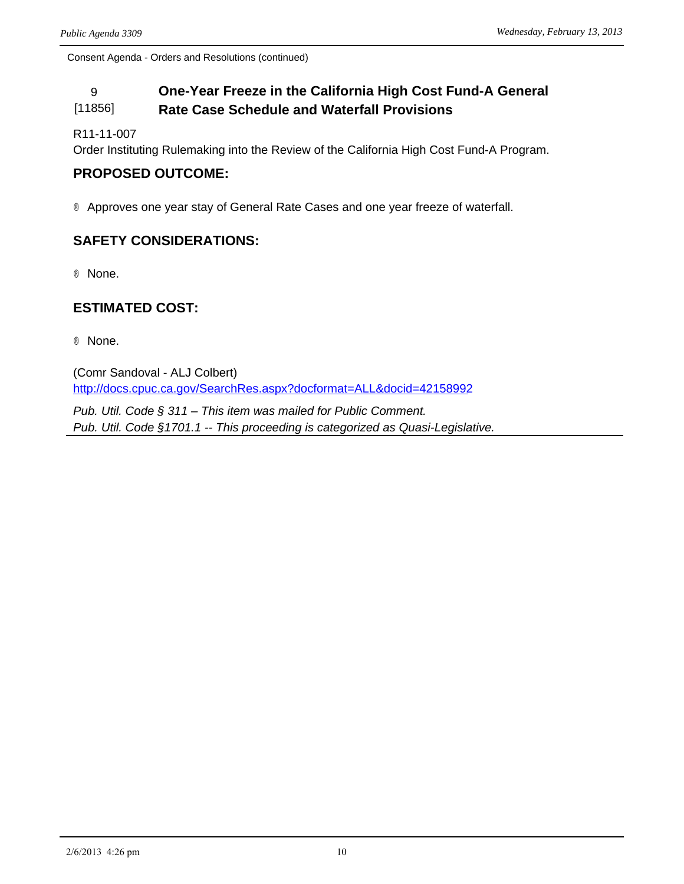Consent Agenda - Orders and Resolutions (continued)

## 9 [11856] One-Year Freeze in the California High Cost Fund-A General Rate Case Schedule and Waterfall Provisions

R11-11-007
Order Instituting Rulemaking into the Review of the California High Cost Fund-A Program.

### PROPOSED OUTCOME:

- Approves one year stay of General Rate Cases and one year freeze of waterfall.

### SAFETY CONSIDERATIONS:

- None.

### ESTIMATED COST:

- None.

(Comr Sandoval - ALJ Colbert)
http://docs.cpuc.ca.gov/SearchRes.aspx?docformat=ALL&docid=42158992

*Pub. Util. Code § 311 – This item was mailed for Public Comment.*
*Pub. Util. Code §1701.1 -- This proceeding is categorized as Quasi-Legislative.*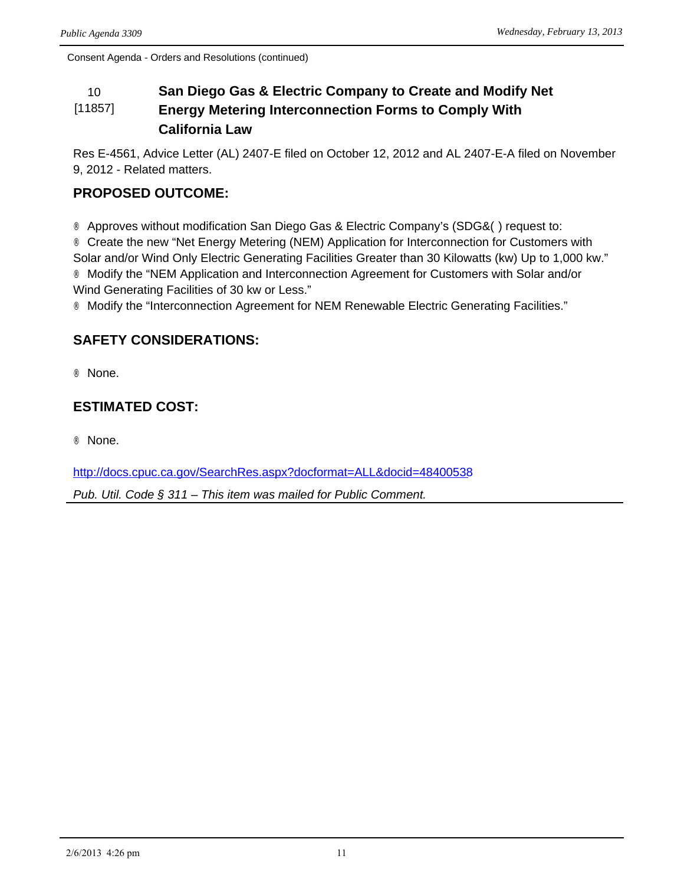Consent Agenda - Orders and Resolutions (continued)

### 10 [11857] San Diego Gas & Electric Company to Create and Modify Net Energy Metering Interconnection Forms to Comply With California Law

Res E-4561, Advice Letter (AL) 2407-E filed on October 12, 2012 and AL 2407-E-A filed on November 9, 2012 - Related matters.

**PROPOSED OUTCOME:**

- Approves without modification San Diego Gas & Electric Company's (SDG&( ) request to:
- Create the new "Net Energy Metering (NEM) Application for Interconnection for Customers with Solar and/or Wind Only Electric Generating Facilities Greater than 30 Kilowatts (kw) Up to 1,000 kw."
- Modify the "NEM Application and Interconnection Agreement for Customers with Solar and/or Wind Generating Facilities of 30 kw or Less."
- Modify the "Interconnection Agreement for NEM Renewable Electric Generating Facilities."

**SAFETY CONSIDERATIONS:**

- None.

**ESTIMATED COST:**

- None.

http://docs.cpuc.ca.gov/SearchRes.aspx?docformat=ALL&docid=48400538

*Pub. Util. Code § 311 – This item was mailed for Public Comment.*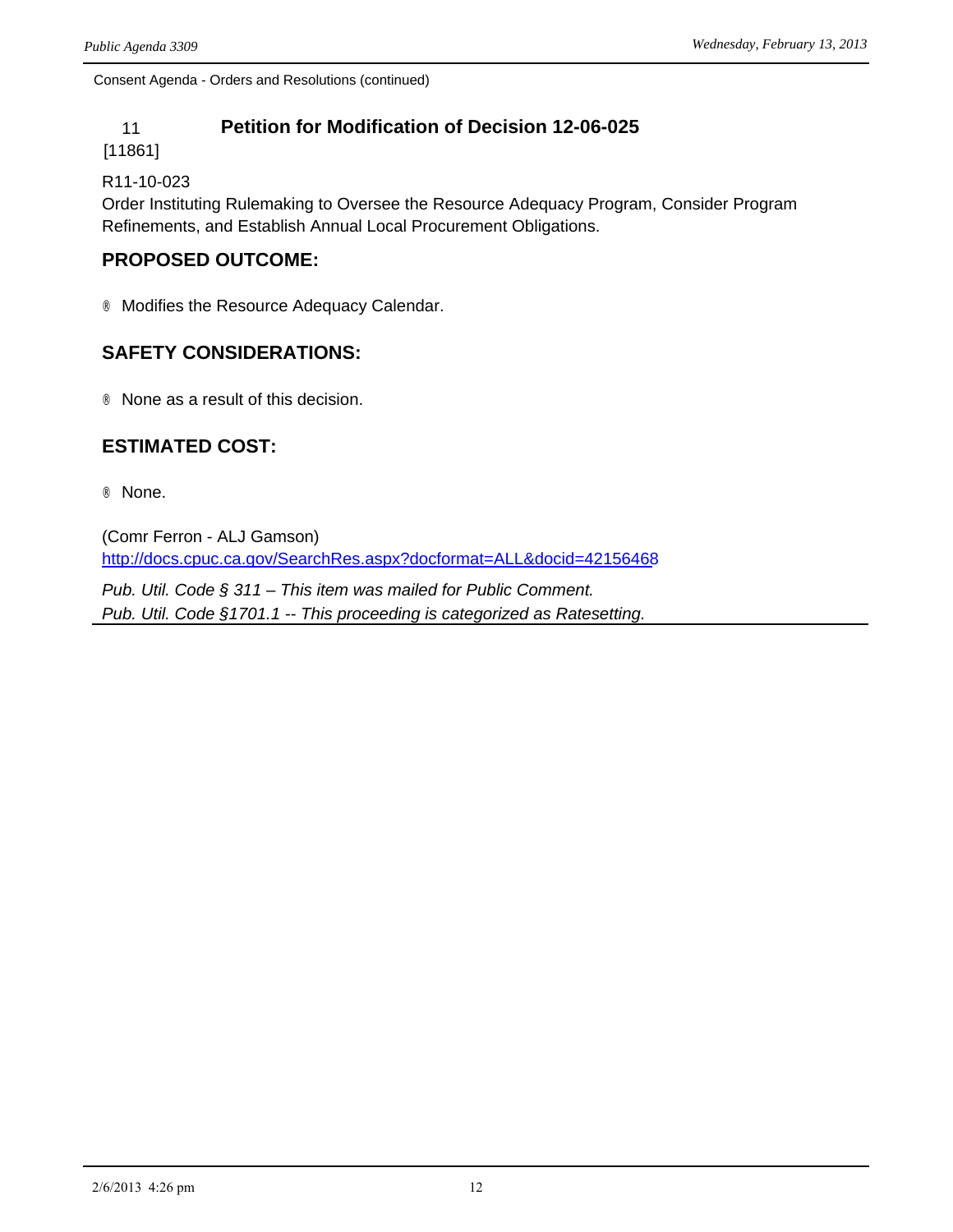Consent Agenda - Orders and Resolutions (continued)

## 11 [11861] Petition for Modification of Decision 12-06-025

R11-10-023
Order Instituting Rulemaking to Oversee the Resource Adequacy Program, Consider Program Refinements, and Establish Annual Local Procurement Obligations.

### PROPOSED OUTCOME:

- Modifies the Resource Adequacy Calendar.

### SAFETY CONSIDERATIONS:

- None as a result of this decision.

### ESTIMATED COST:

- None.

(Comr Ferron - ALJ Gamson)
http://docs.cpuc.ca.gov/SearchRes.aspx?docformat=ALL&docid=42156468

*Pub. Util. Code § 311 – This item was mailed for Public Comment.*
*Pub. Util. Code §1701.1 -- This proceeding is categorized as Ratesetting.*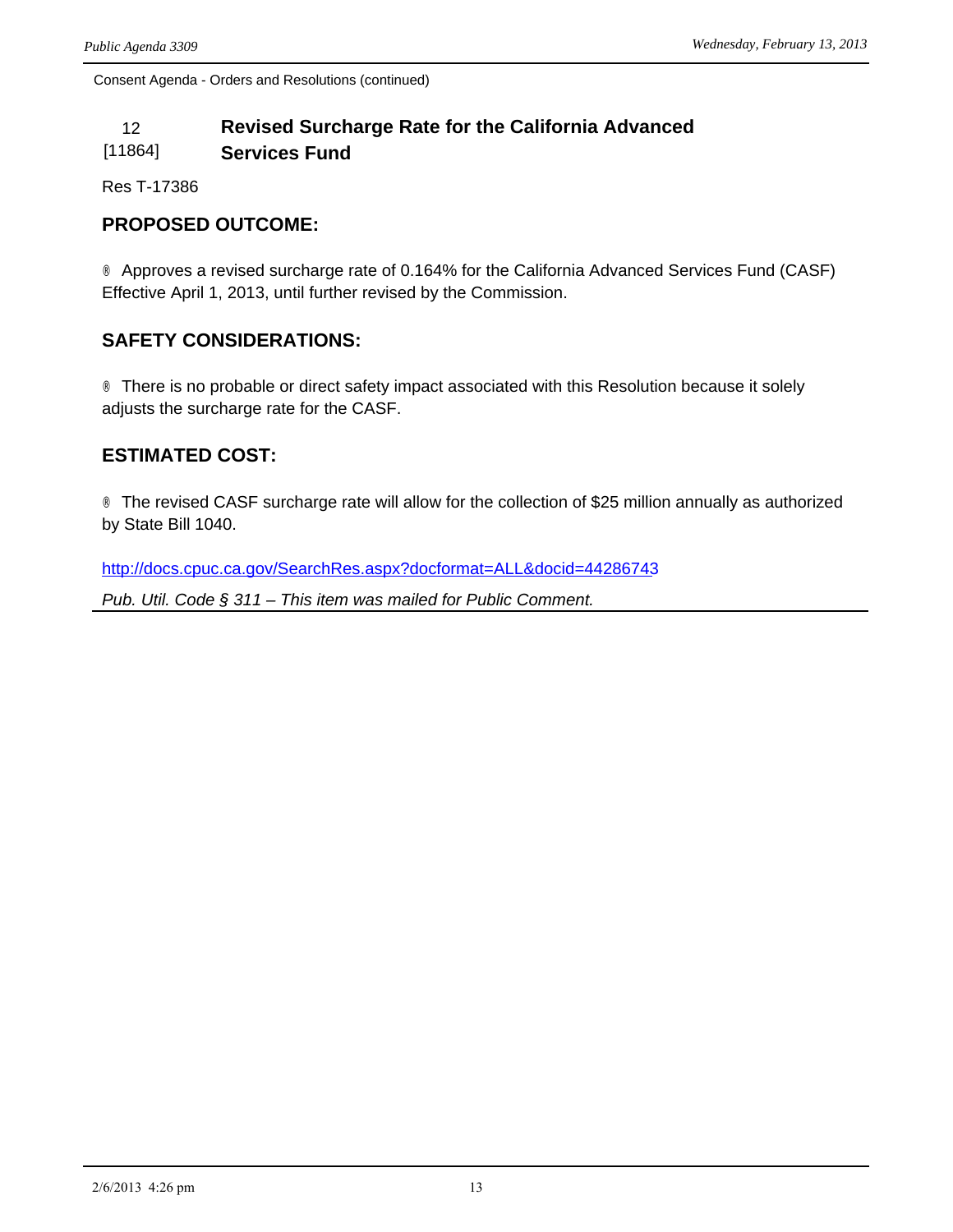Consent Agenda - Orders and Resolutions (continued)

## 12 [11864] Revised Surcharge Rate for the California Advanced Services Fund

Res T-17386

### PROPOSED OUTCOME:

® Approves a revised surcharge rate of 0.164% for the California Advanced Services Fund (CASF) Effective April 1, 2013, until further revised by the Commission.

### SAFETY CONSIDERATIONS:

® There is no probable or direct safety impact associated with this Resolution because it solely adjusts the surcharge rate for the CASF.

### ESTIMATED COST:

® The revised CASF surcharge rate will allow for the collection of $25 million annually as authorized by State Bill 1040.

http://docs.cpuc.ca.gov/SearchRes.aspx?docformat=ALL&docid=44286743

*Pub. Util. Code § 311 – This item was mailed for Public Comment.*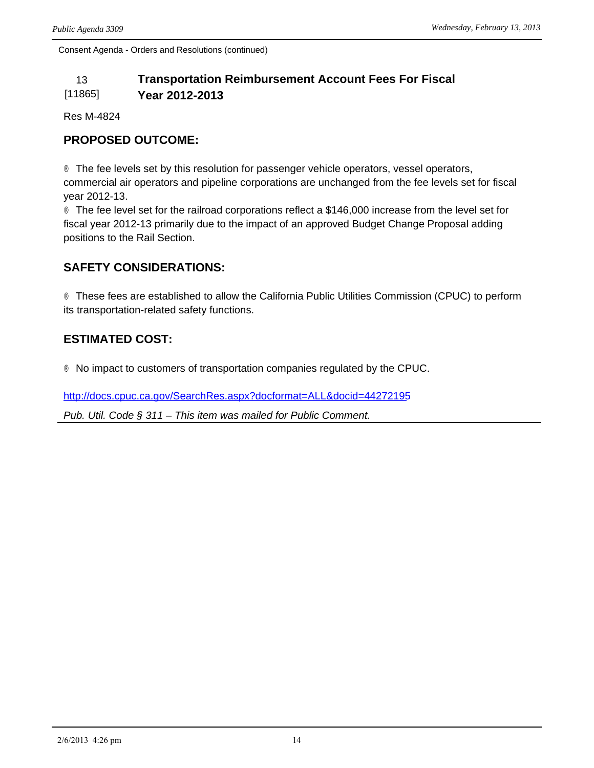Consent Agenda - Orders and Resolutions (continued)

## 13 [11865] Transportation Reimbursement Account Fees For Fiscal Year 2012-2013

Res M-4824

### PROPOSED OUTCOME:

® The fee levels set by this resolution for passenger vehicle operators, vessel operators, commercial air operators and pipeline corporations are unchanged from the fee levels set for fiscal year 2012-13.

® The fee level set for the railroad corporations reflect a $146,000 increase from the level set for fiscal year 2012-13 primarily due to the impact of an approved Budget Change Proposal adding positions to the Rail Section.

### SAFETY CONSIDERATIONS:

® These fees are established to allow the California Public Utilities Commission (CPUC) to perform its transportation-related safety functions.

### ESTIMATED COST:

® No impact to customers of transportation companies regulated by the CPUC.

http://docs.cpuc.ca.gov/SearchRes.aspx?docformat=ALL&docid=44272195

*Pub. Util. Code § 311 – This item was mailed for Public Comment.*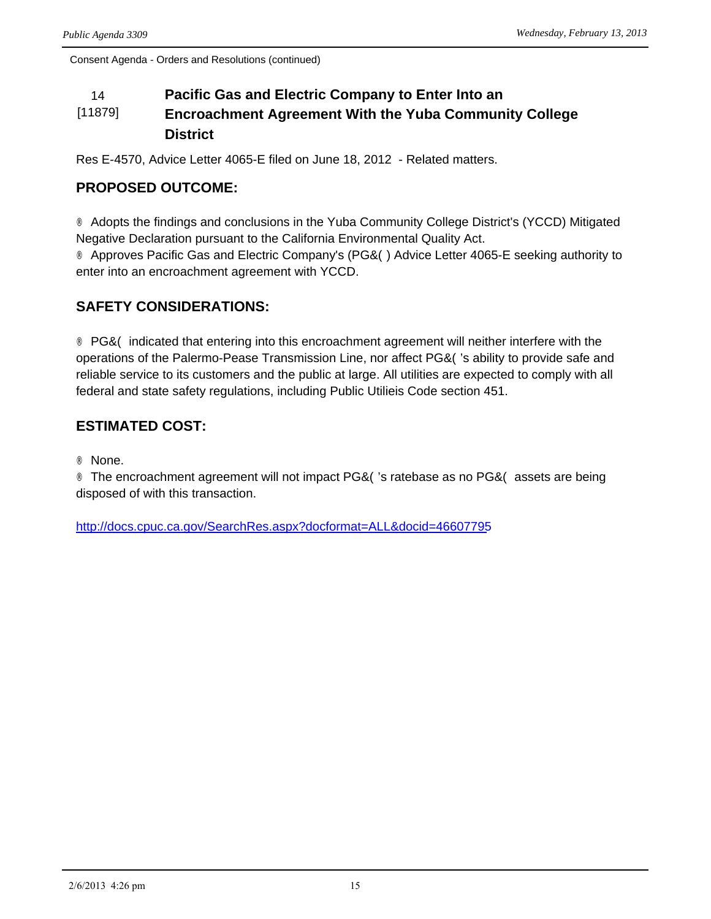Consent Agenda - Orders and Resolutions (continued)

## 14 [11879] Pacific Gas and Electric Company to Enter Into an Encroachment Agreement With the Yuba Community College District

Res E-4570, Advice Letter 4065-E filed on June 18, 2012 - Related matters.

### PROPOSED OUTCOME:

® Adopts the findings and conclusions in the Yuba Community College District's (YCCD) Mitigated Negative Declaration pursuant to the California Environmental Quality Act.
® Approves Pacific Gas and Electric Company's (PG&( ) Advice Letter 4065-E seeking authority to enter into an encroachment agreement with YCCD.

### SAFETY CONSIDERATIONS:

® PG&( indicated that entering into this encroachment agreement will neither interfere with the operations of the Palermo-Pease Transmission Line, nor affect PG&( 's ability to provide safe and reliable service to its customers and the public at large. All utilities are expected to comply with all federal and state safety regulations, including Public Utilieis Code section 451.

### ESTIMATED COST:

® None.
® The encroachment agreement will not impact PG&( 's ratebase as no PG&( assets are being disposed of with this transaction.

http://docs.cpuc.ca.gov/SearchRes.aspx?docformat=ALL&docid=46607795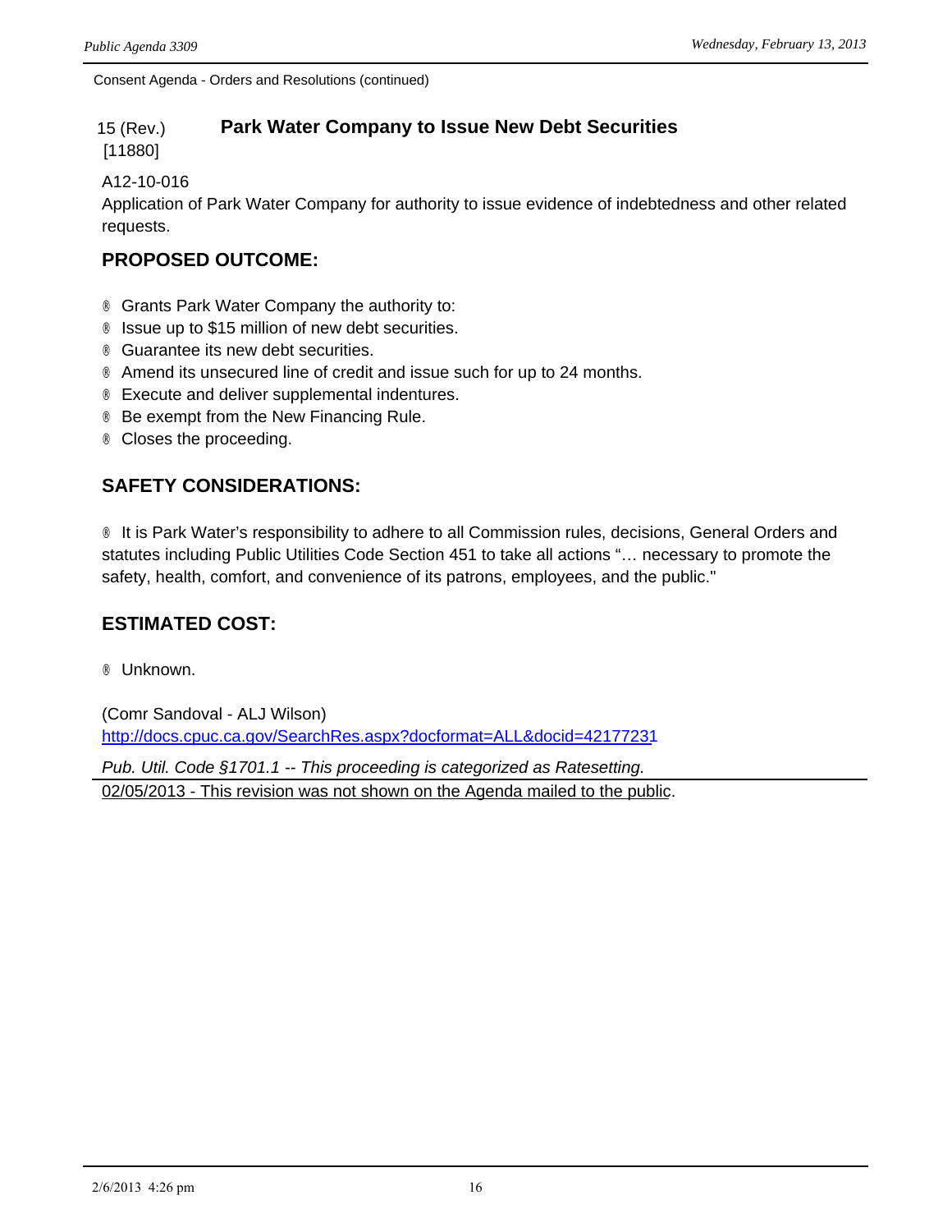Consent Agenda - Orders and Resolutions (continued)

## 15 (Rev.) [11880] Park Water Company to Issue New Debt Securities

A12-10-016
Application of Park Water Company for authority to issue evidence of indebtedness and other related requests.

### PROPOSED OUTCOME:

- Grants Park Water Company the authority to:
- Issue up to $15 million of new debt securities.
- Guarantee its new debt securities.
- Amend its unsecured line of credit and issue such for up to 24 months.
- Execute and deliver supplemental indentures.
- Be exempt from the New Financing Rule.
- Closes the proceeding.

### SAFETY CONSIDERATIONS:

- It is Park Water's responsibility to adhere to all Commission rules, decisions, General Orders and statutes including Public Utilities Code Section 451 to take all actions "… necessary to promote the safety, health, comfort, and convenience of its patrons, employees, and the public."

### ESTIMATED COST:

- Unknown.

(Comr Sandoval - ALJ Wilson)
http://docs.cpuc.ca.gov/SearchRes.aspx?docformat=ALL&docid=42177231

*Pub. Util. Code §1701.1 -- This proceeding is categorized as Ratesetting.*

02/05/2013 - This revision was not shown on the Agenda mailed to the public.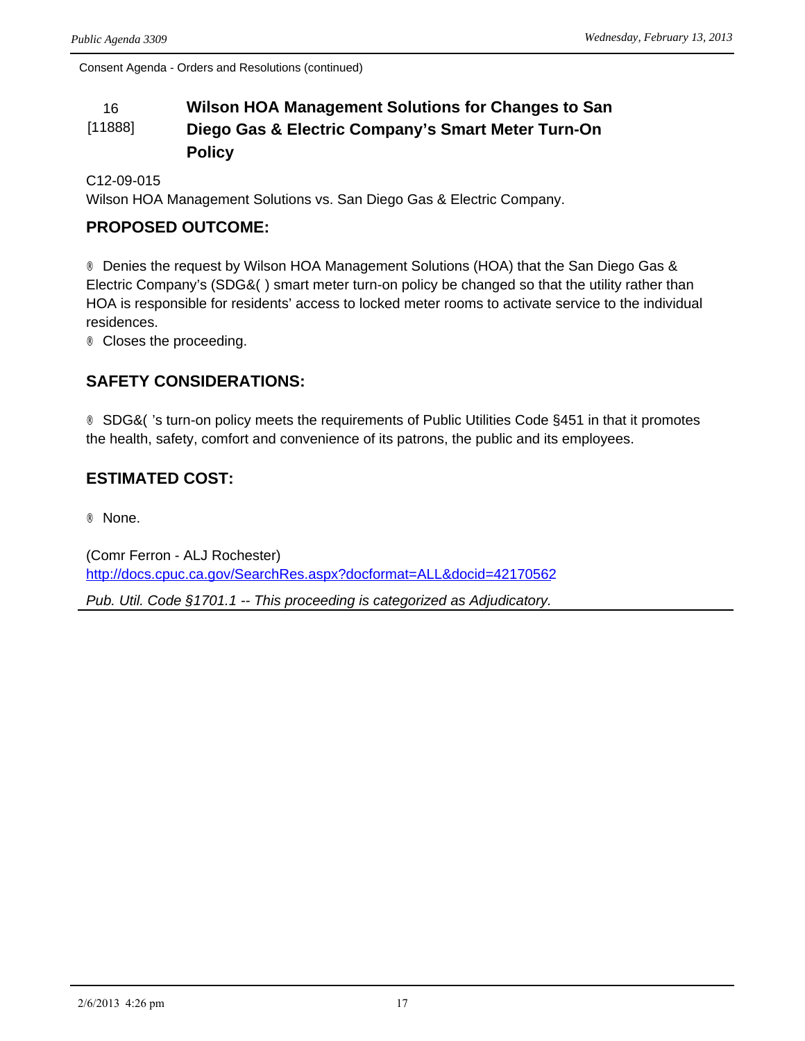Consent Agenda - Orders and Resolutions (continued)

## 16 [11888] Wilson HOA Management Solutions for Changes to San Diego Gas & Electric Company's Smart Meter Turn-On Policy

C12-09-015
Wilson HOA Management Solutions vs. San Diego Gas & Electric Company.

### PROPOSED OUTCOME:

- Denies the request by Wilson HOA Management Solutions (HOA) that the San Diego Gas & Electric Company's (SDG&( ) smart meter turn-on policy be changed so that the utility rather than HOA is responsible for residents' access to locked meter rooms to activate service to the individual residences.
- Closes the proceeding.

### SAFETY CONSIDERATIONS:

- SDG&( 's turn-on policy meets the requirements of Public Utilities Code §451 in that it promotes the health, safety, comfort and convenience of its patrons, the public and its employees.

### ESTIMATED COST:

- None.

(Comr Ferron - ALJ Rochester)
http://docs.cpuc.ca.gov/SearchRes.aspx?docformat=ALL&docid=42170562

*Pub. Util. Code §1701.1 -- This proceeding is categorized as Adjudicatory.*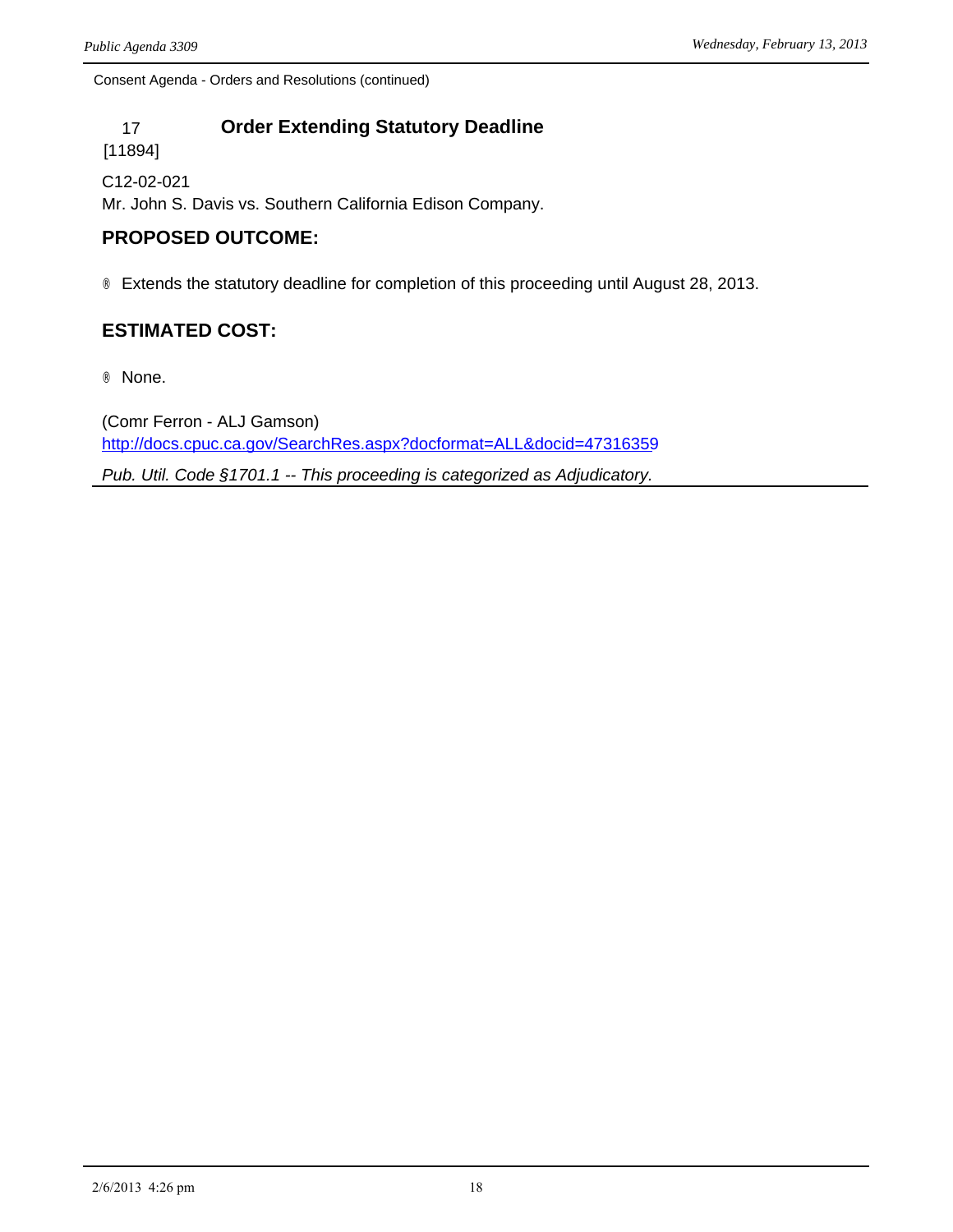Consent Agenda - Orders and Resolutions (continued)

## 17 Order Extending Statutory Deadline

[11894]

C12-02-021
Mr. John S. Davis vs. Southern California Edison Company.

### PROPOSED OUTCOME:

- Extends the statutory deadline for completion of this proceeding until August 28, 2013.

### ESTIMATED COST:

- None.

(Comr Ferron - ALJ Gamson)
http://docs.cpuc.ca.gov/SearchRes.aspx?docformat=ALL&docid=47316359

*Pub. Util. Code §1701.1 -- This proceeding is categorized as Adjudicatory.*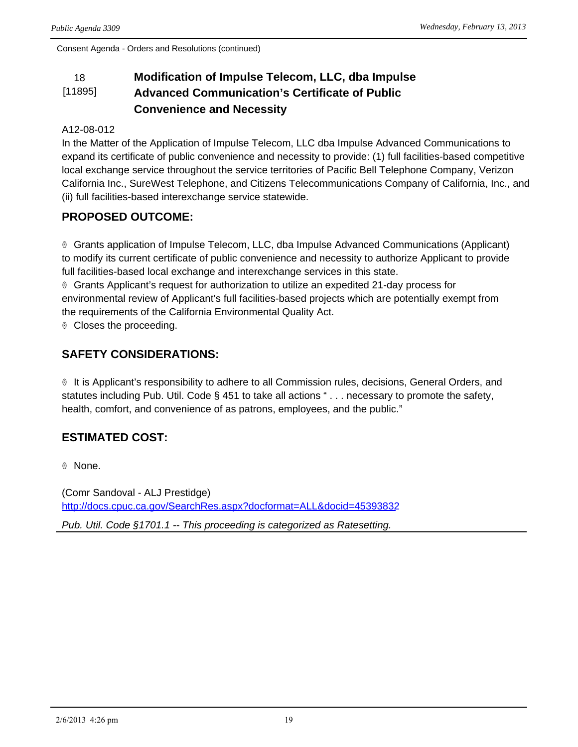Consent Agenda - Orders and Resolutions (continued)

## 18 [11895] Modification of Impulse Telecom, LLC, dba Impulse Advanced Communication's Certificate of Public Convenience and Necessity

A12-08-012

In the Matter of the Application of Impulse Telecom, LLC dba Impulse Advanced Communications to expand its certificate of public convenience and necessity to provide: (1) full facilities-based competitive local exchange service throughout the service territories of Pacific Bell Telephone Company, Verizon California Inc., SureWest Telephone, and Citizens Telecommunications Company of California, Inc., and (ii) full facilities-based interexchange service statewide.

### PROPOSED OUTCOME:

® Grants application of Impulse Telecom, LLC, dba Impulse Advanced Communications (Applicant) to modify its current certificate of public convenience and necessity to authorize Applicant to provide full facilities-based local exchange and interexchange services in this state.

® Grants Applicant's request for authorization to utilize an expedited 21-day process for environmental review of Applicant's full facilities-based projects which are potentially exempt from the requirements of the California Environmental Quality Act.

® Closes the proceeding.

### SAFETY CONSIDERATIONS:

® It is Applicant's responsibility to adhere to all Commission rules, decisions, General Orders, and statutes including Pub. Util. Code § 451 to take all actions " . . . necessary to promote the safety, health, comfort, and convenience of as patrons, employees, and the public."

### ESTIMATED COST:

® None.

(Comr Sandoval - ALJ Prestidge)
http://docs.cpuc.ca.gov/SearchRes.aspx?docformat=ALL&docid=45393832

*Pub. Util. Code §1701.1 -- This proceeding is categorized as Ratesetting.*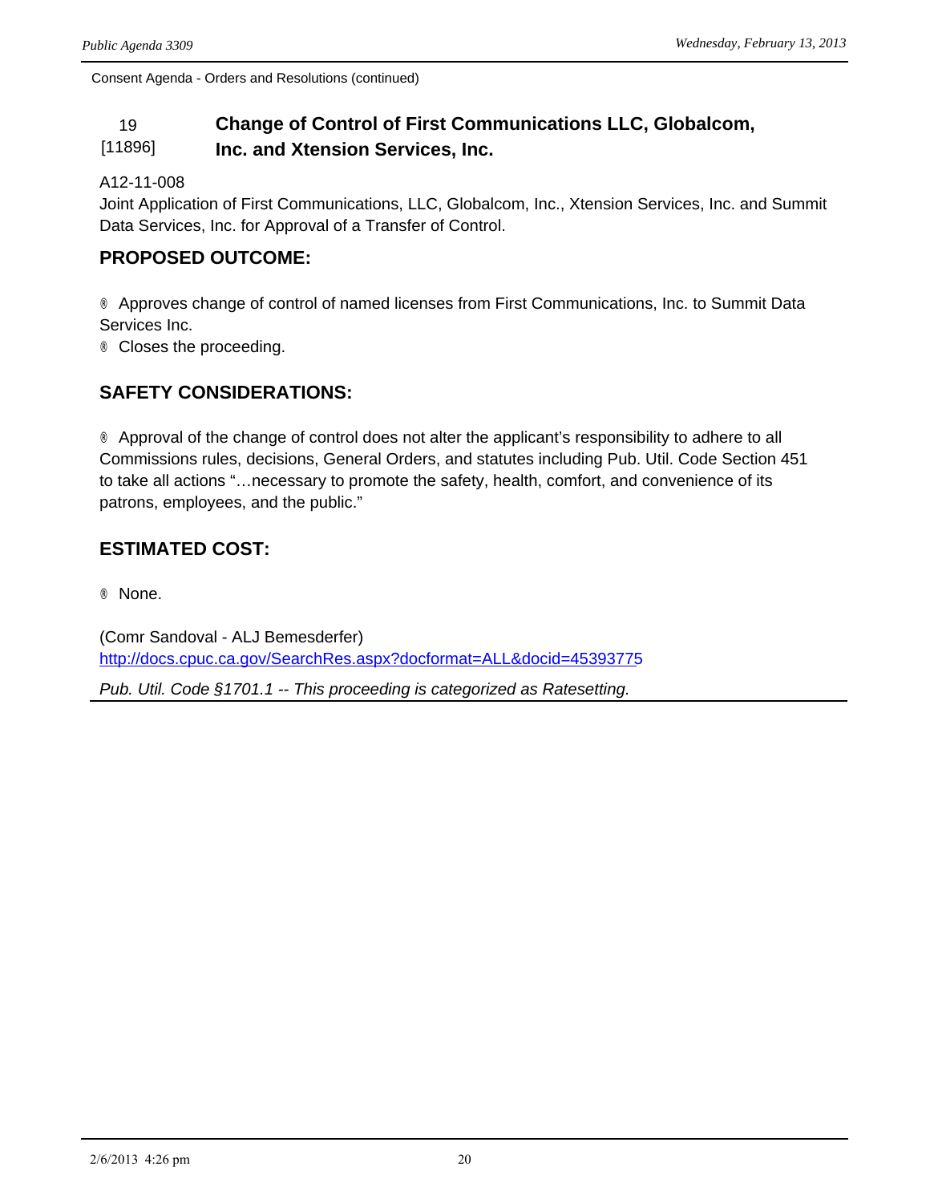Consent Agenda - Orders and Resolutions (continued)

## 19 [11896] Change of Control of First Communications LLC, Globalcom, Inc. and Xtension Services, Inc.

A12-11-008
Joint Application of First Communications, LLC, Globalcom, Inc., Xtension Services, Inc. and Summit Data Services, Inc. for Approval of a Transfer of Control.

### PROPOSED OUTCOME:

- Approves change of control of named licenses from First Communications, Inc. to Summit Data Services Inc.
- Closes the proceeding.

### SAFETY CONSIDERATIONS:

- Approval of the change of control does not alter the applicant's responsibility to adhere to all Commissions rules, decisions, General Orders, and statutes including Pub. Util. Code Section 451 to take all actions "…necessary to promote the safety, health, comfort, and convenience of its patrons, employees, and the public."

### ESTIMATED COST:

- None.

(Comr Sandoval - ALJ Bemesderfer)
http://docs.cpuc.ca.gov/SearchRes.aspx?docformat=ALL&docid=45393775

*Pub. Util. Code §1701.1 -- This proceeding is categorized as Ratesetting.*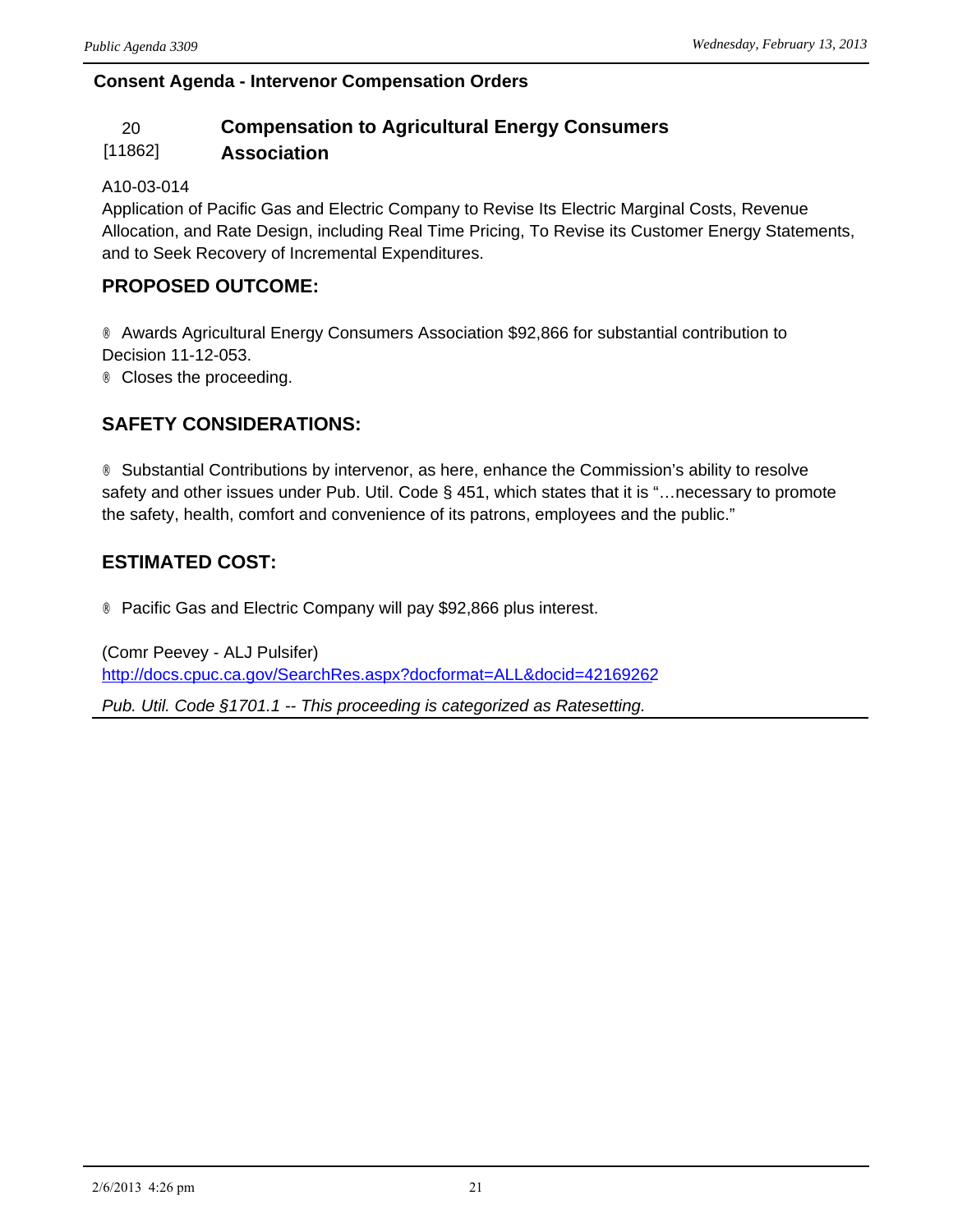**Consent Agenda - Intervenor Compensation Orders**

## 20 [11862] Compensation to Agricultural Energy Consumers Association

A10-03-014
Application of Pacific Gas and Electric Company to Revise Its Electric Marginal Costs, Revenue Allocation, and Rate Design, including Real Time Pricing, To Revise its Customer Energy Statements, and to Seek Recovery of Incremental Expenditures.

### PROPOSED OUTCOME:

- Awards Agricultural Energy Consumers Association $92,866 for substantial contribution to Decision 11-12-053.
- Closes the proceeding.

### SAFETY CONSIDERATIONS:

- Substantial Contributions by intervenor, as here, enhance the Commission's ability to resolve safety and other issues under Pub. Util. Code § 451, which states that it is "…necessary to promote the safety, health, comfort and convenience of its patrons, employees and the public."

### ESTIMATED COST:

- Pacific Gas and Electric Company will pay $92,866 plus interest.

(Comr Peevey - ALJ Pulsifer)
http://docs.cpuc.ca.gov/SearchRes.aspx?docformat=ALL&docid=42169262

*Pub. Util. Code §1701.1 -- This proceeding is categorized as Ratesetting.*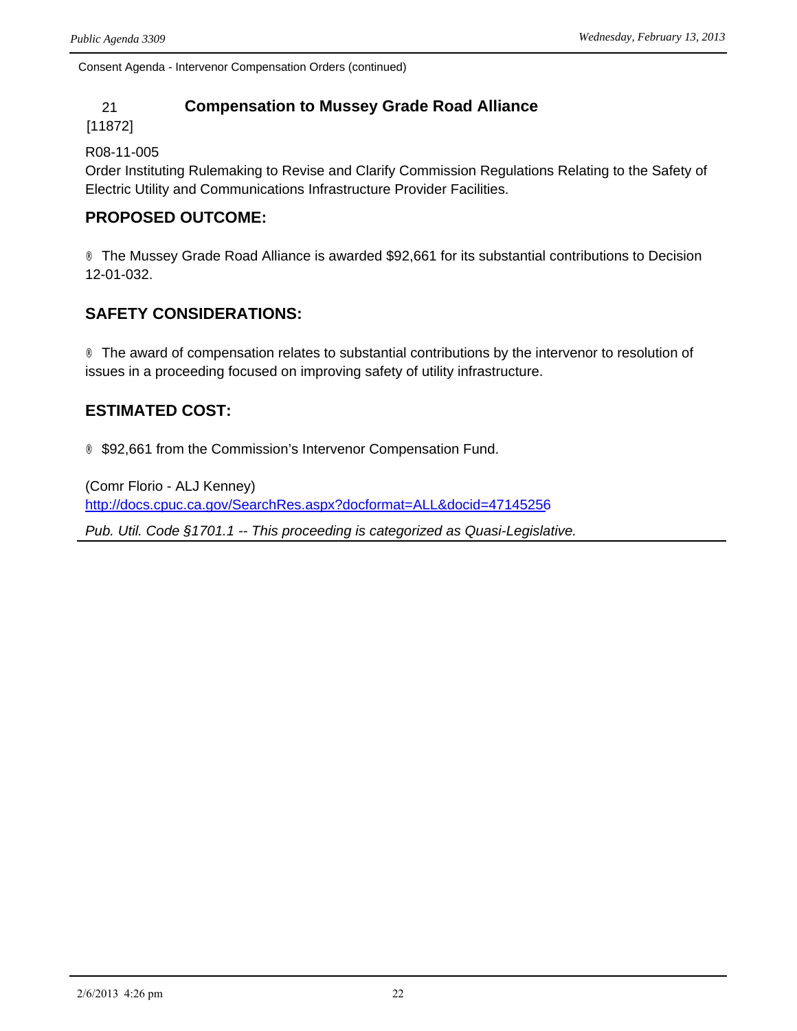Consent Agenda - Intervenor Compensation Orders (continued)

**21** [11872] **Compensation to Mussey Grade Road Alliance**

R08-11-005
Order Instituting Rulemaking to Revise and Clarify Commission Regulations Relating to the Safety of Electric Utility and Communications Infrastructure Provider Facilities.

## PROPOSED OUTCOME:

- The Mussey Grade Road Alliance is awarded $92,661 for its substantial contributions to Decision 12-01-032.

## SAFETY CONSIDERATIONS:

- The award of compensation relates to substantial contributions by the intervenor to resolution of issues in a proceeding focused on improving safety of utility infrastructure.

## ESTIMATED COST:

- $92,661 from the Commission's Intervenor Compensation Fund.

(Comr Florio - ALJ Kenney)
http://docs.cpuc.ca.gov/SearchRes.aspx?docformat=ALL&docid=47145256

*Pub. Util. Code §1701.1 -- This proceeding is categorized as Quasi-Legislative.*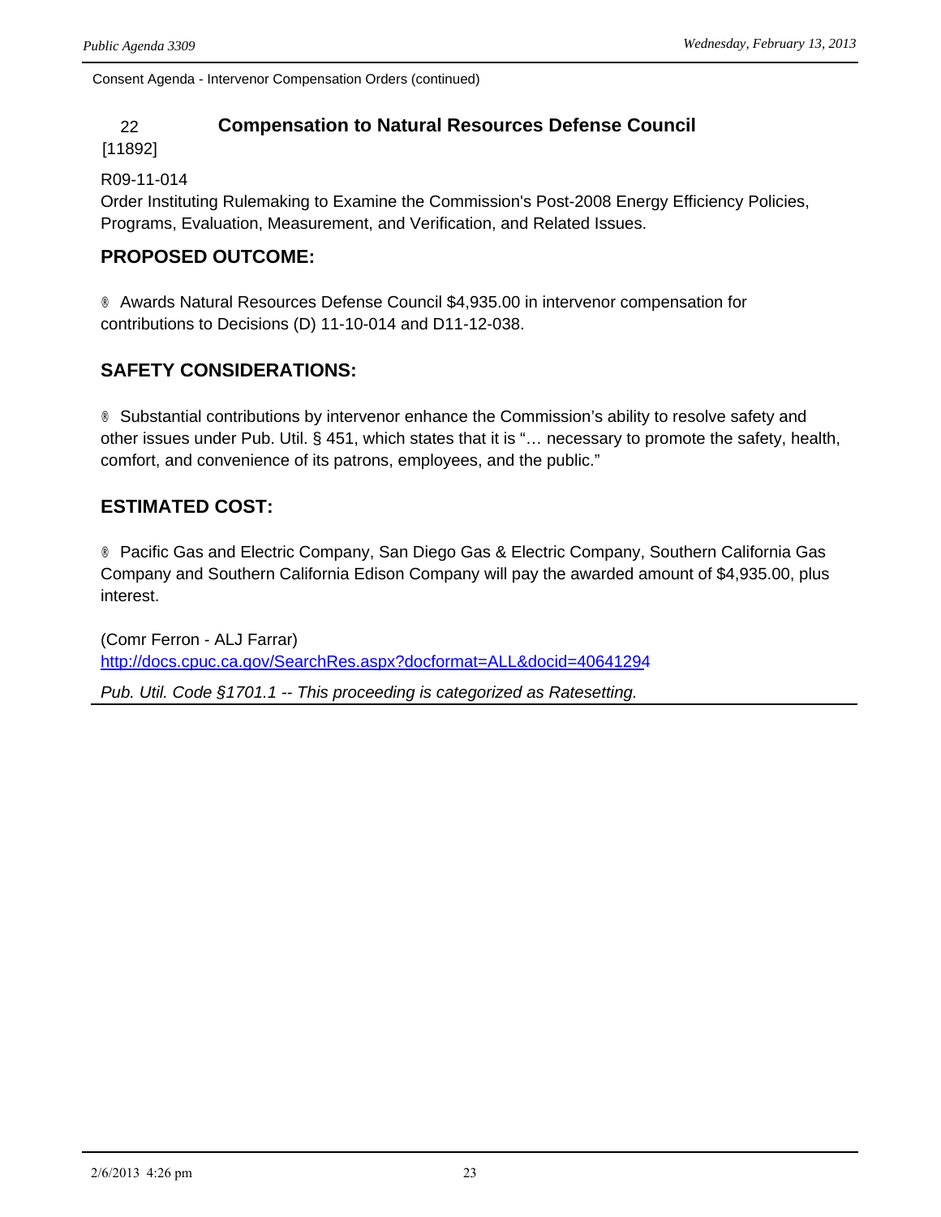Consent Agenda - Intervenor Compensation Orders (continued)

## 22 [11892] Compensation to Natural Resources Defense Council

R09-11-014
Order Instituting Rulemaking to Examine the Commission's Post-2008 Energy Efficiency Policies, Programs, Evaluation, Measurement, and Verification, and Related Issues.

### PROPOSED OUTCOME:

® Awards Natural Resources Defense Council $4,935.00 in intervenor compensation for contributions to Decisions (D) 11-10-014 and D11-12-038.

### SAFETY CONSIDERATIONS:

® Substantial contributions by intervenor enhance the Commission's ability to resolve safety and other issues under Pub. Util. § 451, which states that it is "… necessary to promote the safety, health, comfort, and convenience of its patrons, employees, and the public."

### ESTIMATED COST:

® Pacific Gas and Electric Company, San Diego Gas & Electric Company, Southern California Gas Company and Southern California Edison Company will pay the awarded amount of $4,935.00, plus interest.

(Comr Ferron - ALJ Farrar)
http://docs.cpuc.ca.gov/SearchRes.aspx?docformat=ALL&docid=40641294

*Pub. Util. Code §1701.1 -- This proceeding is categorized as Ratesetting.*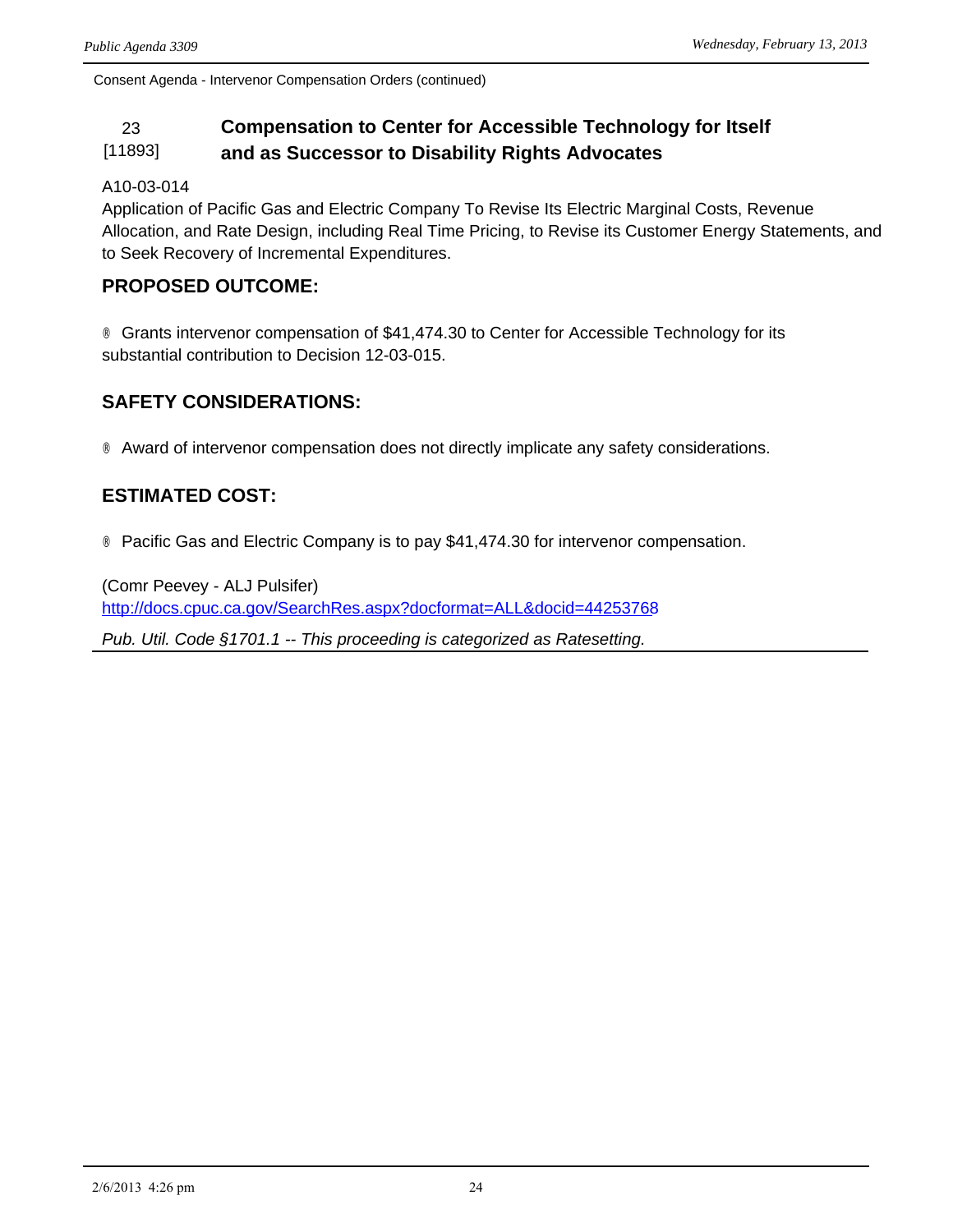Consent Agenda - Intervenor Compensation Orders (continued)

## 23 [11893] Compensation to Center for Accessible Technology for Itself and as Successor to Disability Rights Advocates

A10-03-014
Application of Pacific Gas and Electric Company To Revise Its Electric Marginal Costs, Revenue Allocation, and Rate Design, including Real Time Pricing, to Revise its Customer Energy Statements, and to Seek Recovery of Incremental Expenditures.

### PROPOSED OUTCOME:

- Grants intervenor compensation of $41,474.30 to Center for Accessible Technology for its substantial contribution to Decision 12-03-015.

### SAFETY CONSIDERATIONS:

- Award of intervenor compensation does not directly implicate any safety considerations.

### ESTIMATED COST:

- Pacific Gas and Electric Company is to pay $41,474.30 for intervenor compensation.

(Comr Peevey - ALJ Pulsifer)
http://docs.cpuc.ca.gov/SearchRes.aspx?docformat=ALL&docid=44253768

*Pub. Util. Code §1701.1 -- This proceeding is categorized as Ratesetting.*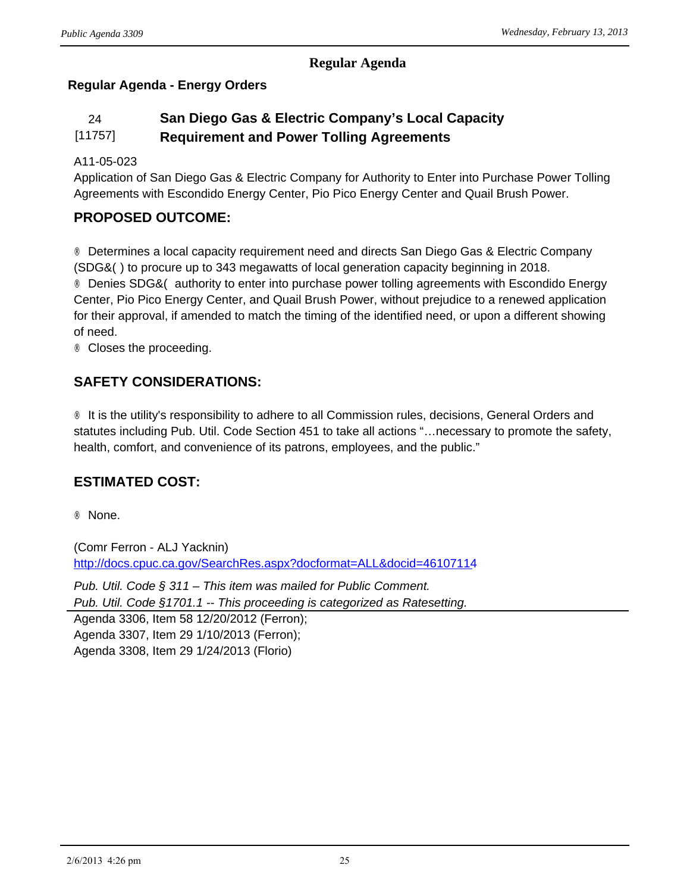## Regular Agenda

### Regular Agenda - Energy Orders

**24 [11757] San Diego Gas & Electric Company's Local Capacity Requirement and Power Tolling Agreements**

A11-05-023
Application of San Diego Gas & Electric Company for Authority to Enter into Purchase Power Tolling Agreements with Escondido Energy Center, Pio Pico Energy Center and Quail Brush Power.

**PROPOSED OUTCOME:**

® Determines a local capacity requirement need and directs San Diego Gas & Electric Company (SDG&( ) to procure up to 343 megawatts of local generation capacity beginning in 2018.
® Denies SDG&( authority to enter into purchase power tolling agreements with Escondido Energy Center, Pio Pico Energy Center, and Quail Brush Power, without prejudice to a renewed application for their approval, if amended to match the timing of the identified need, or upon a different showing of need.
® Closes the proceeding.

**SAFETY CONSIDERATIONS:**

® It is the utility's responsibility to adhere to all Commission rules, decisions, General Orders and statutes including Pub. Util. Code Section 451 to take all actions "…necessary to promote the safety, health, comfort, and convenience of its patrons, employees, and the public."

**ESTIMATED COST:**

® None.

(Comr Ferron - ALJ Yacknin)
http://docs.cpuc.ca.gov/SearchRes.aspx?docformat=ALL&docid=46107114

*Pub. Util. Code § 311 – This item was mailed for Public Comment.*
*Pub. Util. Code §1701.1 -- This proceeding is categorized as Ratesetting.*

Agenda 3306, Item 58 12/20/2012 (Ferron);
Agenda 3307, Item 29 1/10/2013 (Ferron);
Agenda 3308, Item 29 1/24/2013 (Florio)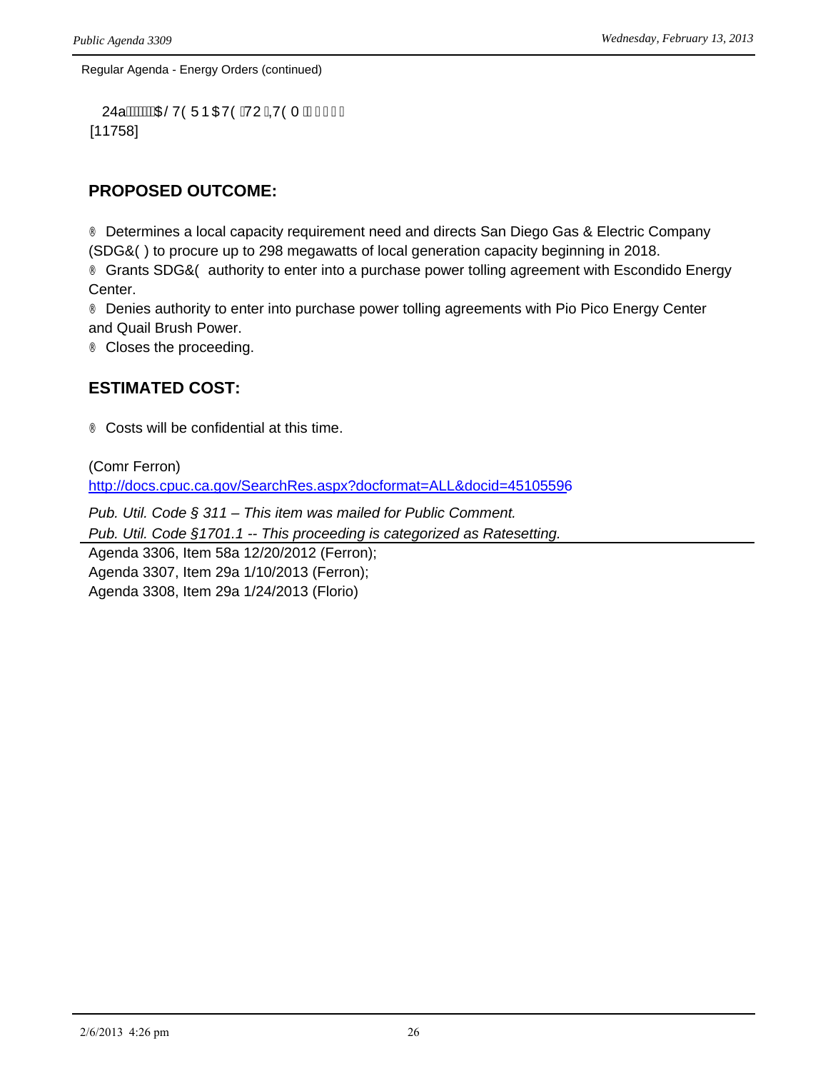Regular Agenda - Energy Orders (continued)

24a $/7(51$7(72,7(0

[11758]

## PROPOSED OUTCOME:

® Determines a local capacity requirement need and directs San Diego Gas & Electric Company (SDG&( ) to procure up to 298 megawatts of local generation capacity beginning in 2018.

® Grants SDG&( authority to enter into a purchase power tolling agreement with Escondido Energy Center.

® Denies authority to enter into purchase power tolling agreements with Pio Pico Energy Center and Quail Brush Power.

® Closes the proceeding.

## ESTIMATED COST:

® Costs will be confidential at this time.

(Comr Ferron)
http://docs.cpuc.ca.gov/SearchRes.aspx?docformat=ALL&docid=45105596

*Pub. Util. Code § 311 – This item was mailed for Public Comment.*
*Pub. Util. Code §1701.1 -- This proceeding is categorized as Ratesetting.*

Agenda 3306, Item 58a 12/20/2012 (Ferron);
Agenda 3307, Item 29a 1/10/2013 (Ferron);
Agenda 3308, Item 29a 1/24/2013 (Florio)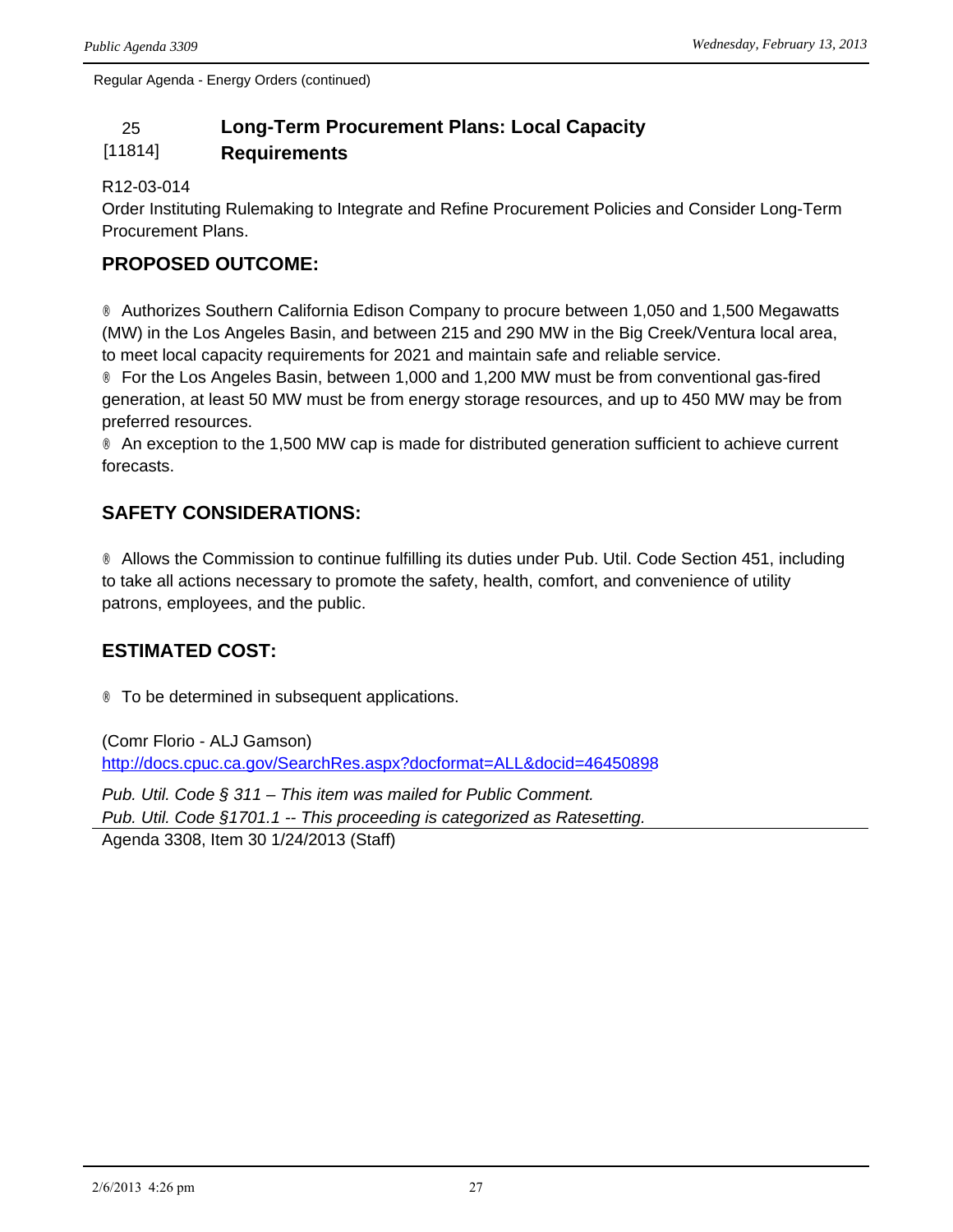Regular Agenda - Energy Orders (continued)

## 25 [11814] Long-Term Procurement Plans: Local Capacity Requirements

R12-03-014
Order Instituting Rulemaking to Integrate and Refine Procurement Policies and Consider Long-Term Procurement Plans.

### PROPOSED OUTCOME:

® Authorizes Southern California Edison Company to procure between 1,050 and 1,500 Megawatts (MW) in the Los Angeles Basin, and between 215 and 290 MW in the Big Creek/Ventura local area, to meet local capacity requirements for 2021 and maintain safe and reliable service.
® For the Los Angeles Basin, between 1,000 and 1,200 MW must be from conventional gas-fired generation, at least 50 MW must be from energy storage resources, and up to 450 MW may be from preferred resources.
® An exception to the 1,500 MW cap is made for distributed generation sufficient to achieve current forecasts.

### SAFETY CONSIDERATIONS:

® Allows the Commission to continue fulfilling its duties under Pub. Util. Code Section 451, including to take all actions necessary to promote the safety, health, comfort, and convenience of utility patrons, employees, and the public.

### ESTIMATED COST:

® To be determined in subsequent applications.

(Comr Florio - ALJ Gamson)
http://docs.cpuc.ca.gov/SearchRes.aspx?docformat=ALL&docid=46450898

*Pub. Util. Code § 311 – This item was mailed for Public Comment.*
*Pub. Util. Code §1701.1 -- This proceeding is categorized as Ratesetting.*

Agenda 3308, Item 30 1/24/2013 (Staff)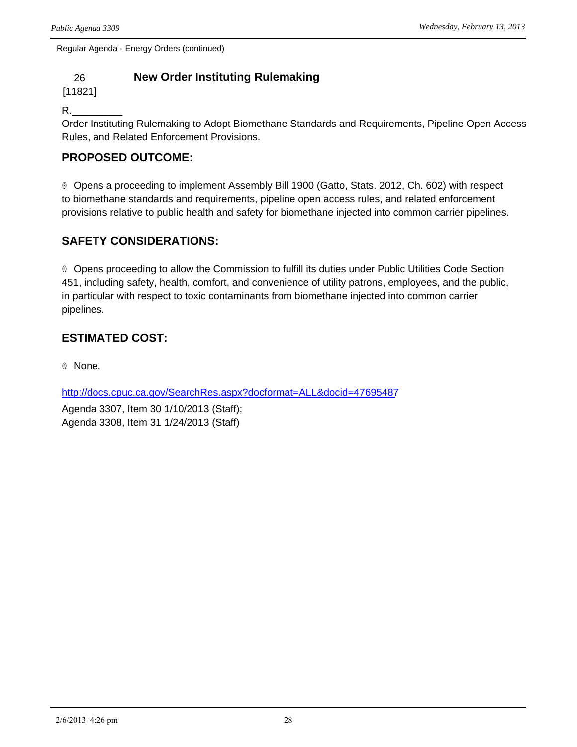Regular Agenda - Energy Orders (continued)

26
[11821]

### New Order Instituting Rulemaking

R._________

Order Instituting Rulemaking to Adopt Biomethane Standards and Requirements, Pipeline Open Access Rules, and Related Enforcement Provisions.

## PROPOSED OUTCOME:

® Opens a proceeding to implement Assembly Bill 1900 (Gatto, Stats. 2012, Ch. 602) with respect to biomethane standards and requirements, pipeline open access rules, and related enforcement provisions relative to public health and safety for biomethane injected into common carrier pipelines.

## SAFETY CONSIDERATIONS:

® Opens proceeding to allow the Commission to fulfill its duties under Public Utilities Code Section 451, including safety, health, comfort, and convenience of utility patrons, employees, and the public, in particular with respect to toxic contaminants from biomethane injected into common carrier pipelines.

## ESTIMATED COST:

® None.

http://docs.cpuc.ca.gov/SearchRes.aspx?docformat=ALL&docid=47695487

Agenda 3307, Item 30 1/10/2013 (Staff);
Agenda 3308, Item 31 1/24/2013 (Staff)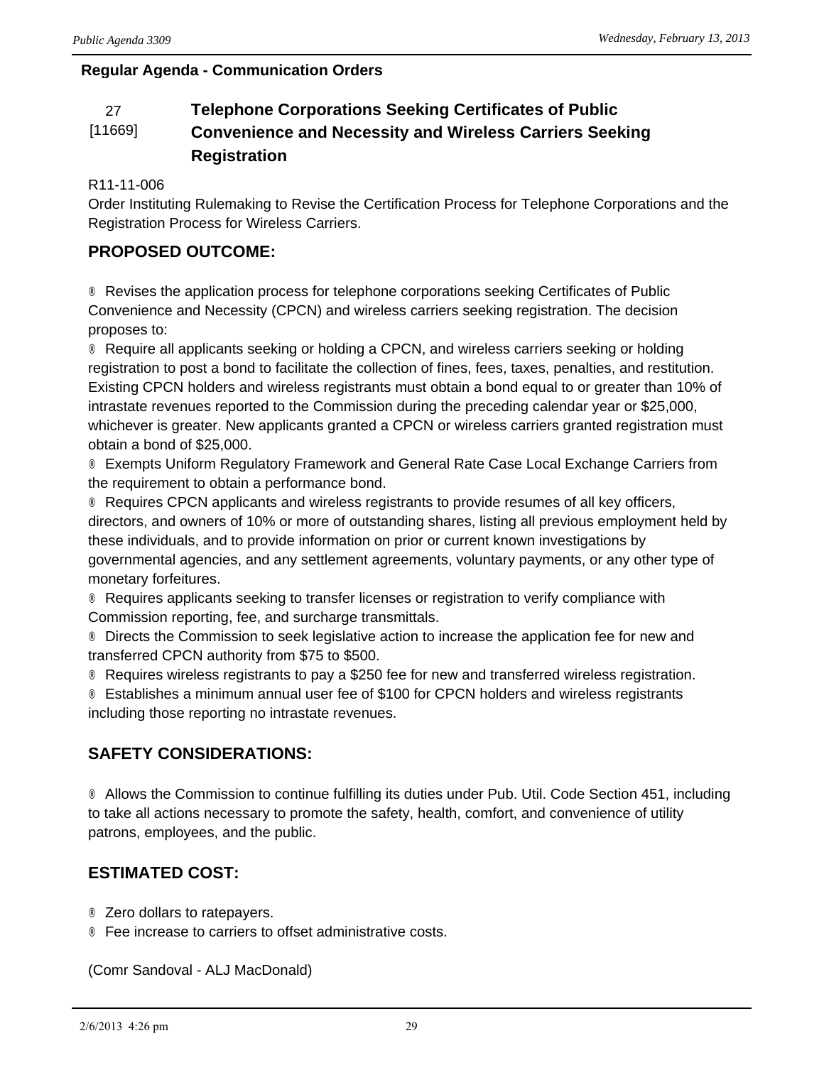**Regular Agenda - Communication Orders**

## 27 [11669] Telephone Corporations Seeking Certificates of Public Convenience and Necessity and Wireless Carriers Seeking Registration

R11-11-006
Order Instituting Rulemaking to Revise the Certification Process for Telephone Corporations and the Registration Process for Wireless Carriers.

### PROPOSED OUTCOME:

® Revises the application process for telephone corporations seeking Certificates of Public Convenience and Necessity (CPCN) and wireless carriers seeking registration. The decision proposes to:

® Require all applicants seeking or holding a CPCN, and wireless carriers seeking or holding registration to post a bond to facilitate the collection of fines, fees, taxes, penalties, and restitution. Existing CPCN holders and wireless registrants must obtain a bond equal to or greater than 10% of intrastate revenues reported to the Commission during the preceding calendar year or $25,000, whichever is greater. New applicants granted a CPCN or wireless carriers granted registration must obtain a bond of $25,000.

® Exempts Uniform Regulatory Framework and General Rate Case Local Exchange Carriers from the requirement to obtain a performance bond.

® Requires CPCN applicants and wireless registrants to provide resumes of all key officers, directors, and owners of 10% or more of outstanding shares, listing all previous employment held by these individuals, and to provide information on prior or current known investigations by governmental agencies, and any settlement agreements, voluntary payments, or any other type of monetary forfeitures.

® Requires applicants seeking to transfer licenses or registration to verify compliance with Commission reporting, fee, and surcharge transmittals.

® Directs the Commission to seek legislative action to increase the application fee for new and transferred CPCN authority from $75 to $500.

® Requires wireless registrants to pay a $250 fee for new and transferred wireless registration.

® Establishes a minimum annual user fee of $100 for CPCN holders and wireless registrants including those reporting no intrastate revenues.

### SAFETY CONSIDERATIONS:

® Allows the Commission to continue fulfilling its duties under Pub. Util. Code Section 451, including to take all actions necessary to promote the safety, health, comfort, and convenience of utility patrons, employees, and the public.

### ESTIMATED COST:

® Zero dollars to ratepayers.

® Fee increase to carriers to offset administrative costs.

(Comr Sandoval - ALJ MacDonald)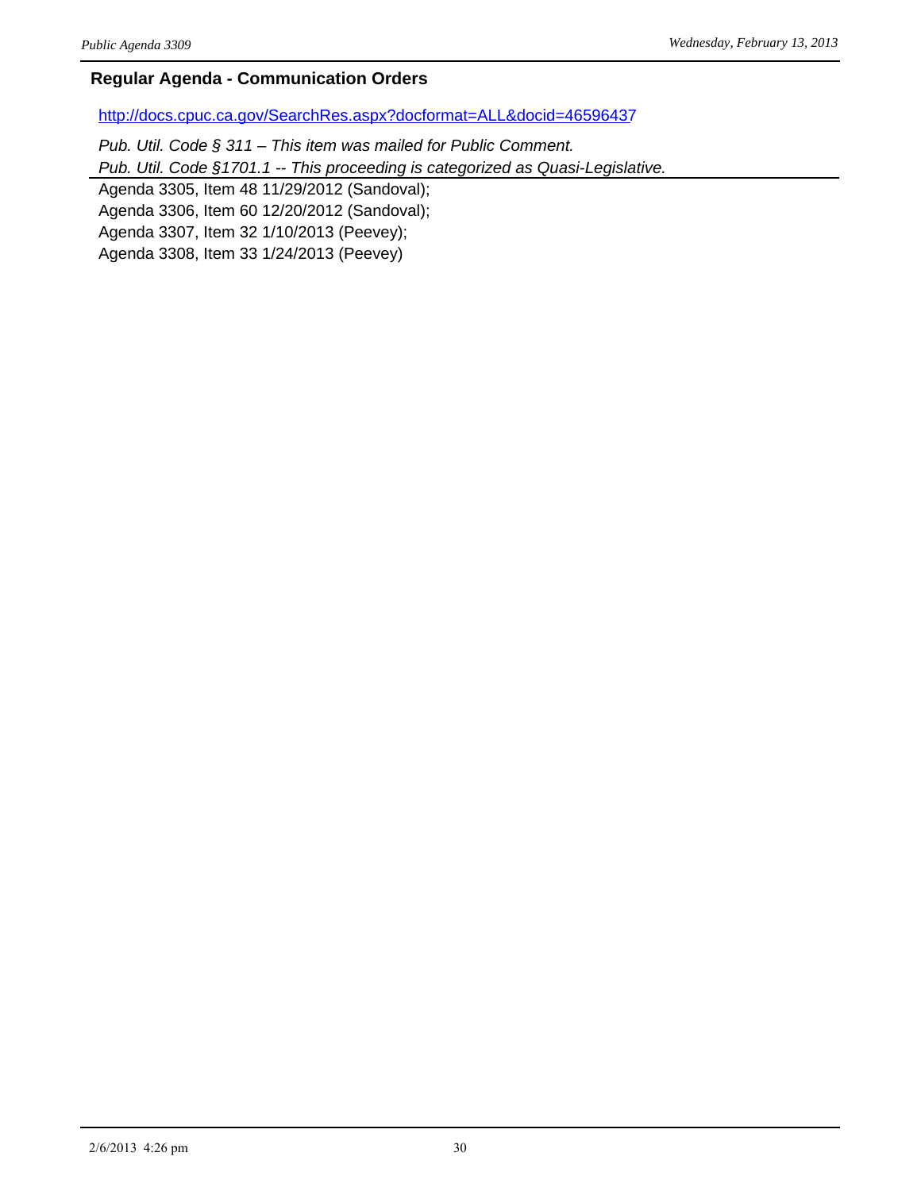### Regular Agenda - Communication Orders

http://docs.cpuc.ca.gov/SearchRes.aspx?docformat=ALL&docid=46596437

*Pub. Util. Code § 311 – This item was mailed for Public Comment.*
*Pub. Util. Code §1701.1 -- This proceeding is categorized as Quasi-Legislative.*

Agenda 3305, Item 48 11/29/2012 (Sandoval);
Agenda 3306, Item 60 12/20/2012 (Sandoval);
Agenda 3307, Item 32 1/10/2013 (Peevey);
Agenda 3308, Item 33 1/24/2013 (Peevey)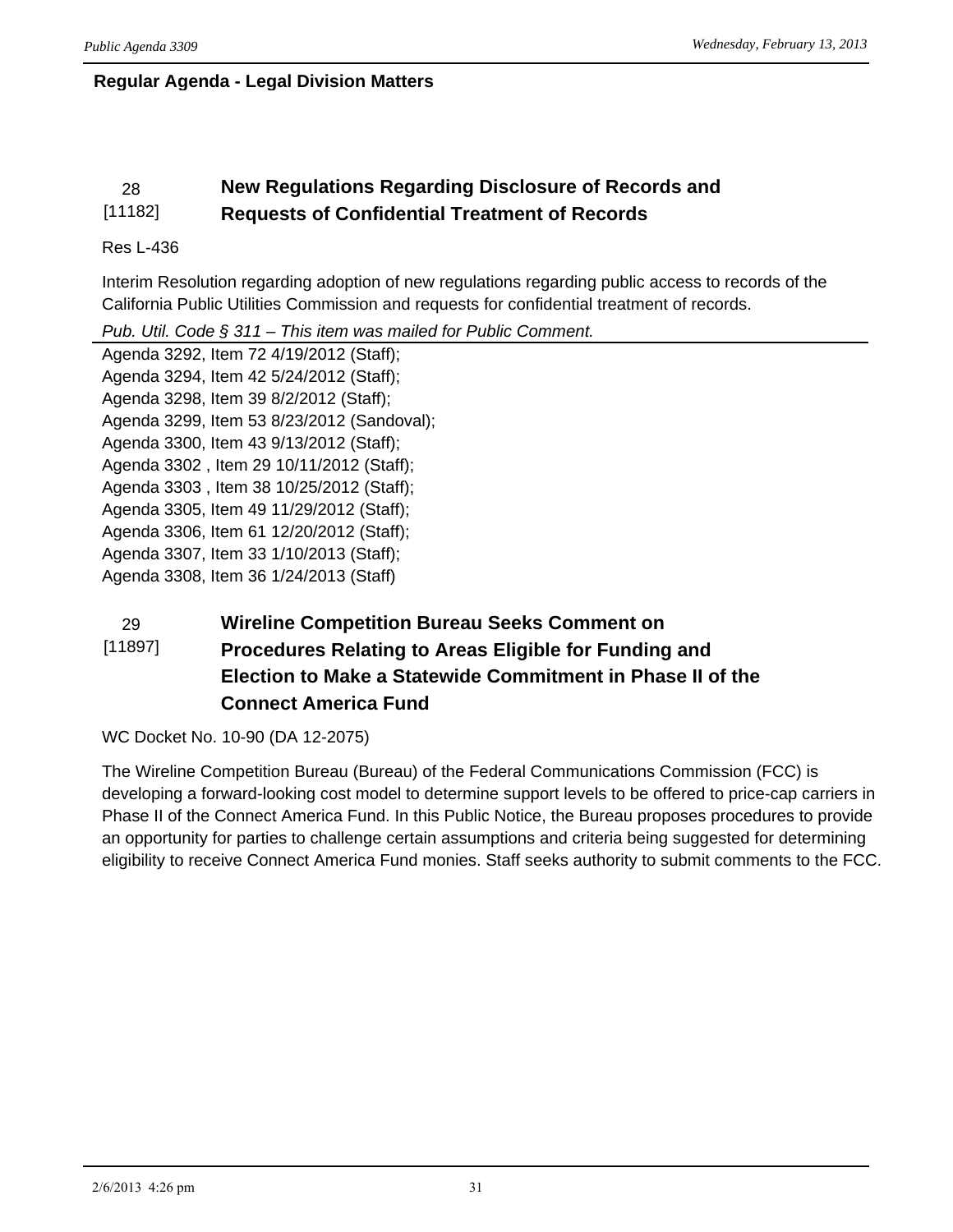**Regular Agenda - Legal Division Matters**

## 28 [11182] New Regulations Regarding Disclosure of Records and Requests of Confidential Treatment of Records

Res L-436

Interim Resolution regarding adoption of new regulations regarding public access to records of the California Public Utilities Commission and requests for confidential treatment of records.

*Pub. Util. Code § 311 – This item was mailed for Public Comment.*

Agenda 3292, Item 72 4/19/2012 (Staff);
Agenda 3294, Item 42 5/24/2012 (Staff);
Agenda 3298, Item 39 8/2/2012 (Staff);
Agenda 3299, Item 53 8/23/2012 (Sandoval);
Agenda 3300, Item 43 9/13/2012 (Staff);
Agenda 3302 , Item 29 10/11/2012 (Staff);
Agenda 3303 , Item 38 10/25/2012 (Staff);
Agenda 3305, Item 49 11/29/2012 (Staff);
Agenda 3306, Item 61 12/20/2012 (Staff);
Agenda 3307, Item 33 1/10/2013 (Staff);
Agenda 3308, Item 36 1/24/2013 (Staff)

## 29 [11897] Wireline Competition Bureau Seeks Comment on Procedures Relating to Areas Eligible for Funding and Election to Make a Statewide Commitment in Phase II of the Connect America Fund

WC Docket No. 10-90 (DA 12-2075)

The Wireline Competition Bureau (Bureau) of the Federal Communications Commission (FCC) is developing a forward-looking cost model to determine support levels to be offered to price-cap carriers in Phase II of the Connect America Fund. In this Public Notice, the Bureau proposes procedures to provide an opportunity for parties to challenge certain assumptions and criteria being suggested for determining eligibility to receive Connect America Fund monies. Staff seeks authority to submit comments to the FCC.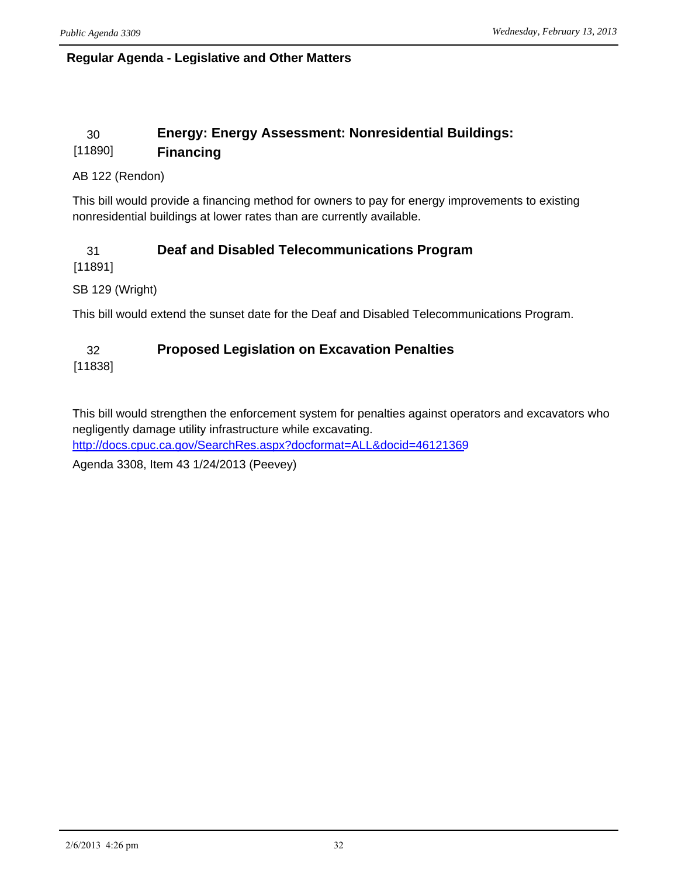**Regular Agenda - Legislative and Other Matters**

### 30 [11890] Energy: Energy Assessment: Nonresidential Buildings: Financing

AB 122 (Rendon)

This bill would provide a financing method for owners to pay for energy improvements to existing nonresidential buildings at lower rates than are currently available.

### 31 [11891] Deaf and Disabled Telecommunications Program

SB 129 (Wright)

This bill would extend the sunset date for the Deaf and Disabled Telecommunications Program.

### 32 [11838] Proposed Legislation on Excavation Penalties

This bill would strengthen the enforcement system for penalties against operators and excavators who negligently damage utility infrastructure while excavating.
http://docs.cpuc.ca.gov/SearchRes.aspx?docformat=ALL&docid=46121369

Agenda 3308, Item 43 1/24/2013 (Peevey)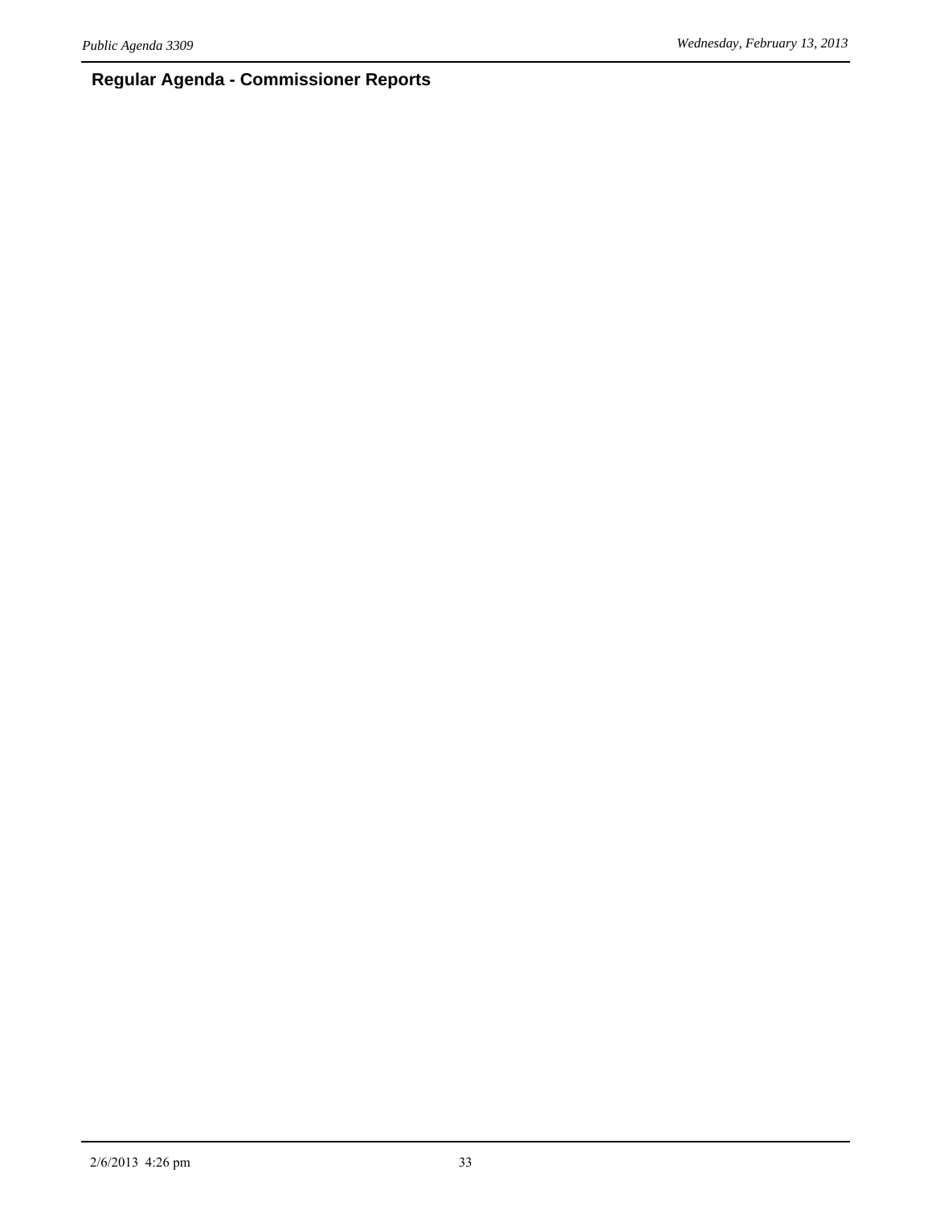## Regular Agenda - Commissioner Reports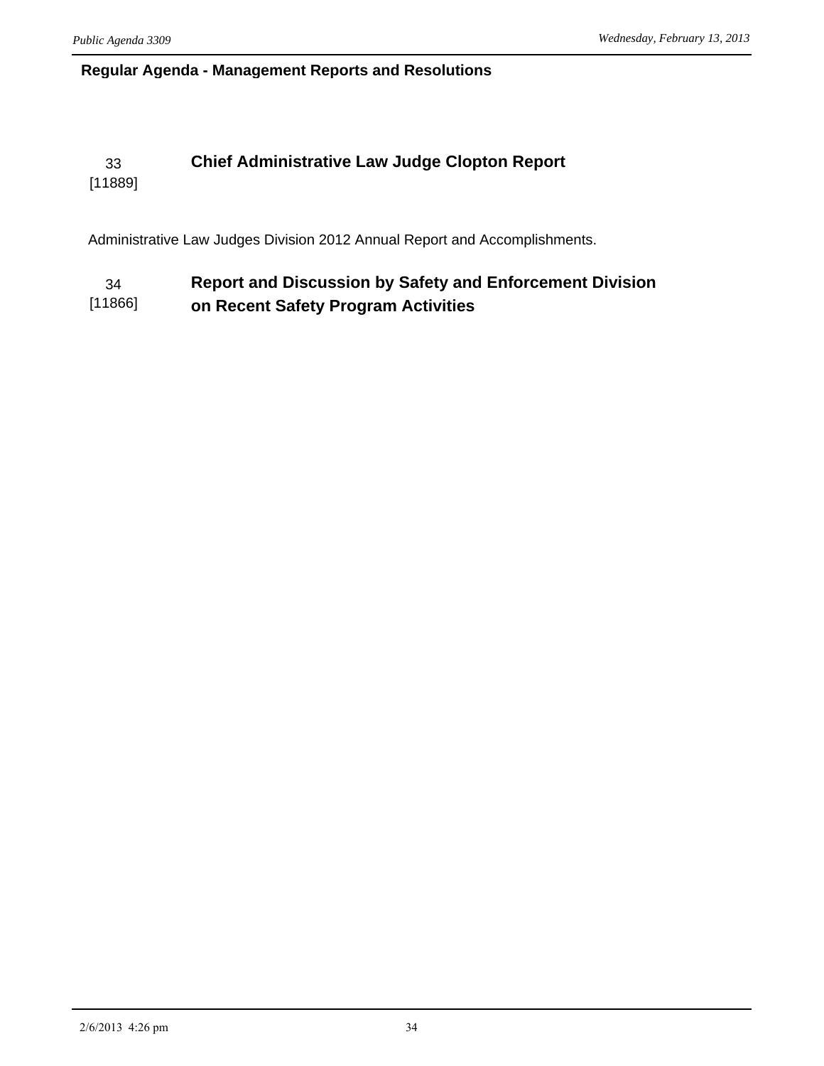## Regular Agenda - Management Reports and Resolutions

33
[11889]

### Chief Administrative Law Judge Clopton Report

Administrative Law Judges Division 2012 Annual Report and Accomplishments.

34
[11866]

### Report and Discussion by Safety and Enforcement Division on Recent Safety Program Activities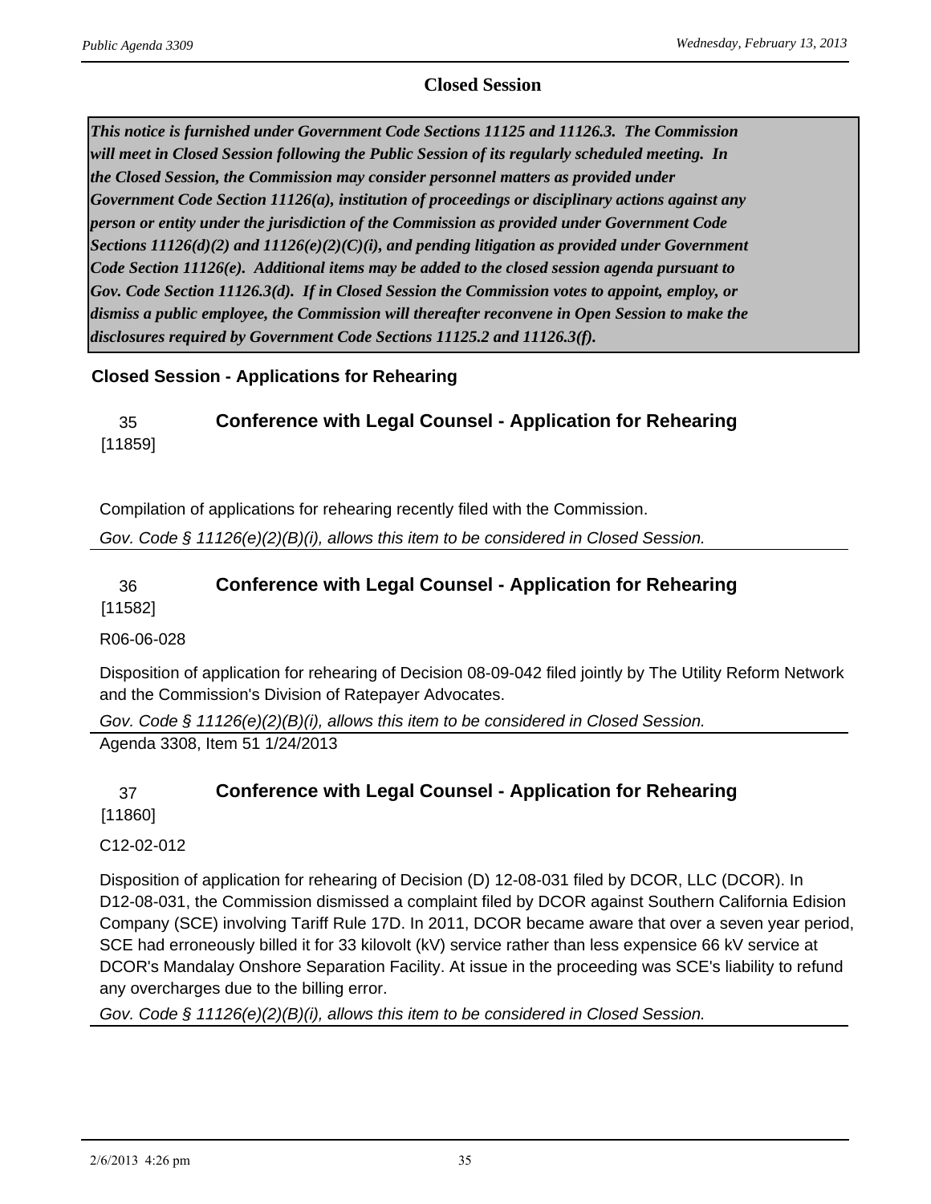## Closed Session

***This notice is furnished under Government Code Sections 11125 and 11126.3. The Commission will meet in Closed Session following the Public Session of its regularly scheduled meeting. In the Closed Session, the Commission may consider personnel matters as provided under Government Code Section 11126(a), institution of proceedings or disciplinary actions against any person or entity under the jurisdiction of the Commission as provided under Government Code Sections 11126(d)(2) and 11126(e)(2)(C)(i), and pending litigation as provided under Government Code Section 11126(e). Additional items may be added to the closed session agenda pursuant to Gov. Code Section 11126.3(d). If in Closed Session the Commission votes to appoint, employ, or dismiss a public employee, the Commission will thereafter reconvene in Open Session to make the disclosures required by Government Code Sections 11125.2 and 11126.3(f).***

### Closed Session - Applications for Rehearing

**35** [11859] **Conference with Legal Counsel - Application for Rehearing**

Compilation of applications for rehearing recently filed with the Commission.

*Gov. Code § 11126(e)(2)(B)(i), allows this item to be considered in Closed Session.*

---

**36** [11582] **Conference with Legal Counsel - Application for Rehearing**

R06-06-028

Disposition of application for rehearing of Decision 08-09-042 filed jointly by The Utility Reform Network and the Commission's Division of Ratepayer Advocates.

*Gov. Code § 11126(e)(2)(B)(i), allows this item to be considered in Closed Session.*

Agenda 3308, Item 51 1/24/2013

---

**37** [11860] **Conference with Legal Counsel - Application for Rehearing**

C12-02-012

Disposition of application for rehearing of Decision (D) 12-08-031 filed by DCOR, LLC (DCOR). In D12-08-031, the Commission dismissed a complaint filed by DCOR against Southern California Edision Company (SCE) involving Tariff Rule 17D. In 2011, DCOR became aware that over a seven year period, SCE had erroneously billed it for 33 kilovolt (kV) service rather than less expensice 66 kV service at DCOR's Mandalay Onshore Separation Facility. At issue in the proceeding was SCE's liability to refund any overcharges due to the billing error.

*Gov. Code § 11126(e)(2)(B)(i), allows this item to be considered in Closed Session.*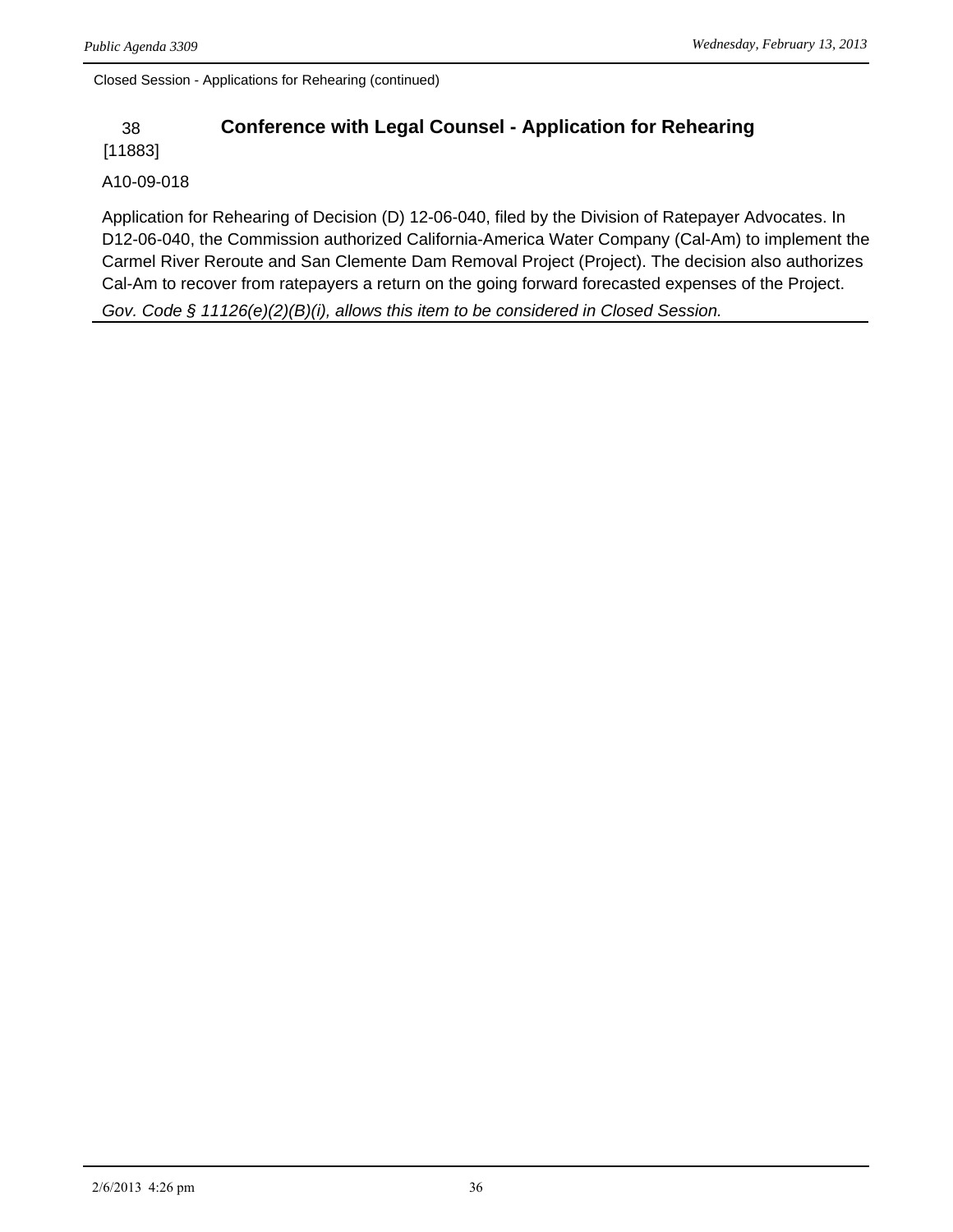Closed Session - Applications for Rehearing (continued)

## 38 [11883] Conference with Legal Counsel - Application for Rehearing

A10-09-018

Application for Rehearing of Decision (D) 12-06-040, filed by the Division of Ratepayer Advocates. In D12-06-040, the Commission authorized California-America Water Company (Cal-Am) to implement the Carmel River Reroute and San Clemente Dam Removal Project (Project). The decision also authorizes Cal-Am to recover from ratepayers a return on the going forward forecasted expenses of the Project.

*Gov. Code § 11126(e)(2)(B)(i), allows this item to be considered in Closed Session.*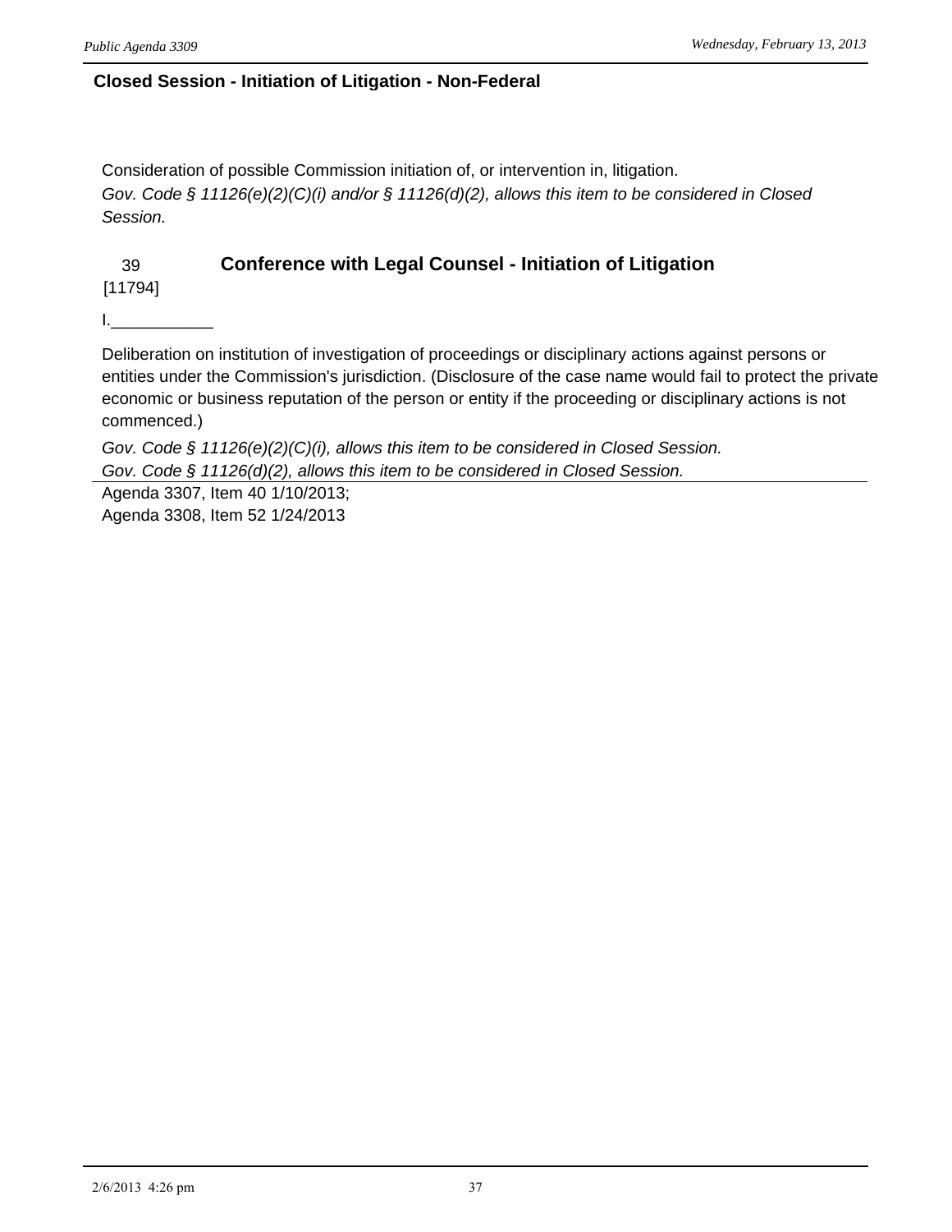## Closed Session - Initiation of Litigation - Non-Federal

Consideration of possible Commission initiation of, or intervention in, litigation.
*Gov. Code § 11126(e)(2)(C)(i) and/or § 11126(d)(2), allows this item to be considered in Closed Session.*

### 39 [11794] Conference with Legal Counsel - Initiation of Litigation

I.___________

Deliberation on institution of investigation of proceedings or disciplinary actions against persons or entities under the Commission's jurisdiction. (Disclosure of the case name would fail to protect the private economic or business reputation of the person or entity if the proceeding or disciplinary actions is not commenced.)

*Gov. Code § 11126(e)(2)(C)(i), allows this item to be considered in Closed Session.*
*Gov. Code § 11126(d)(2), allows this item to be considered in Closed Session.*

Agenda 3307, Item 40 1/10/2013;
Agenda 3308, Item 52 1/24/2013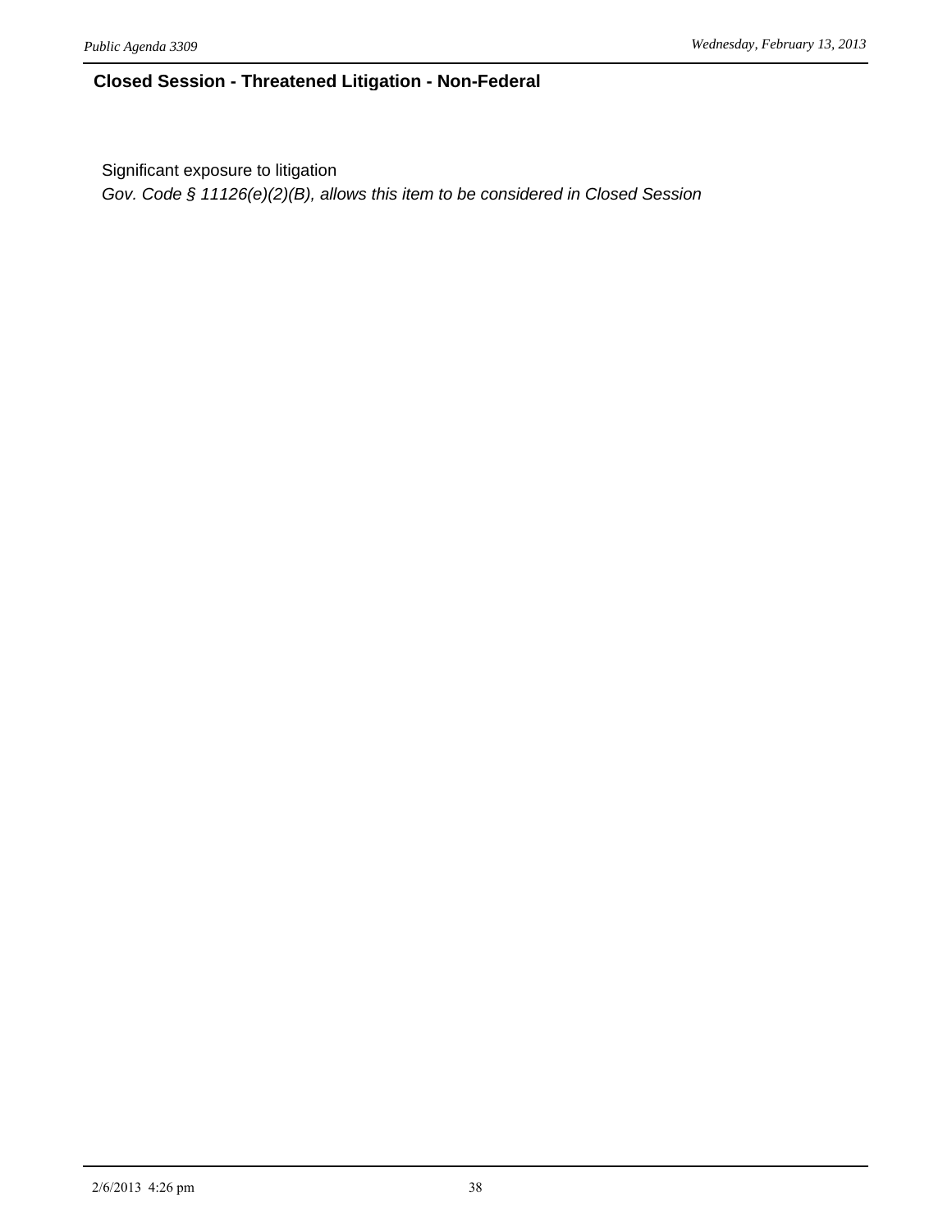## Closed Session - Threatened Litigation - Non-Federal

Significant exposure to litigation

*Gov. Code § 11126(e)(2)(B), allows this item to be considered in Closed Session*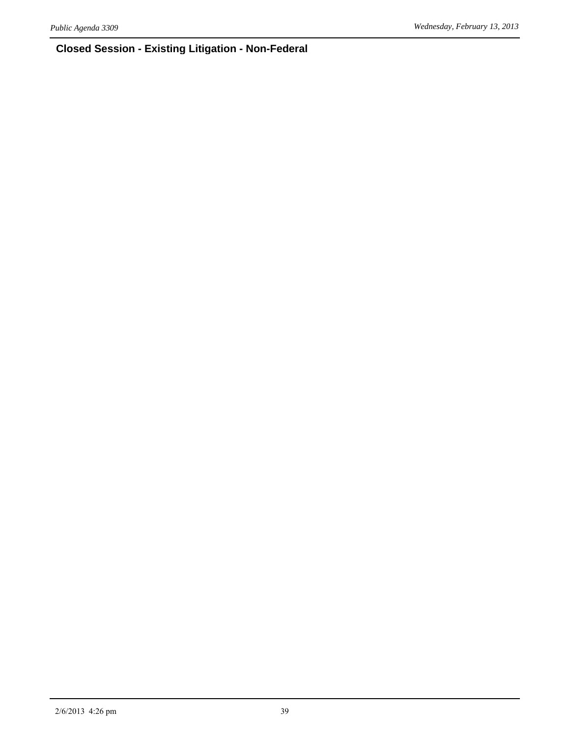## Closed Session - Existing Litigation - Non-Federal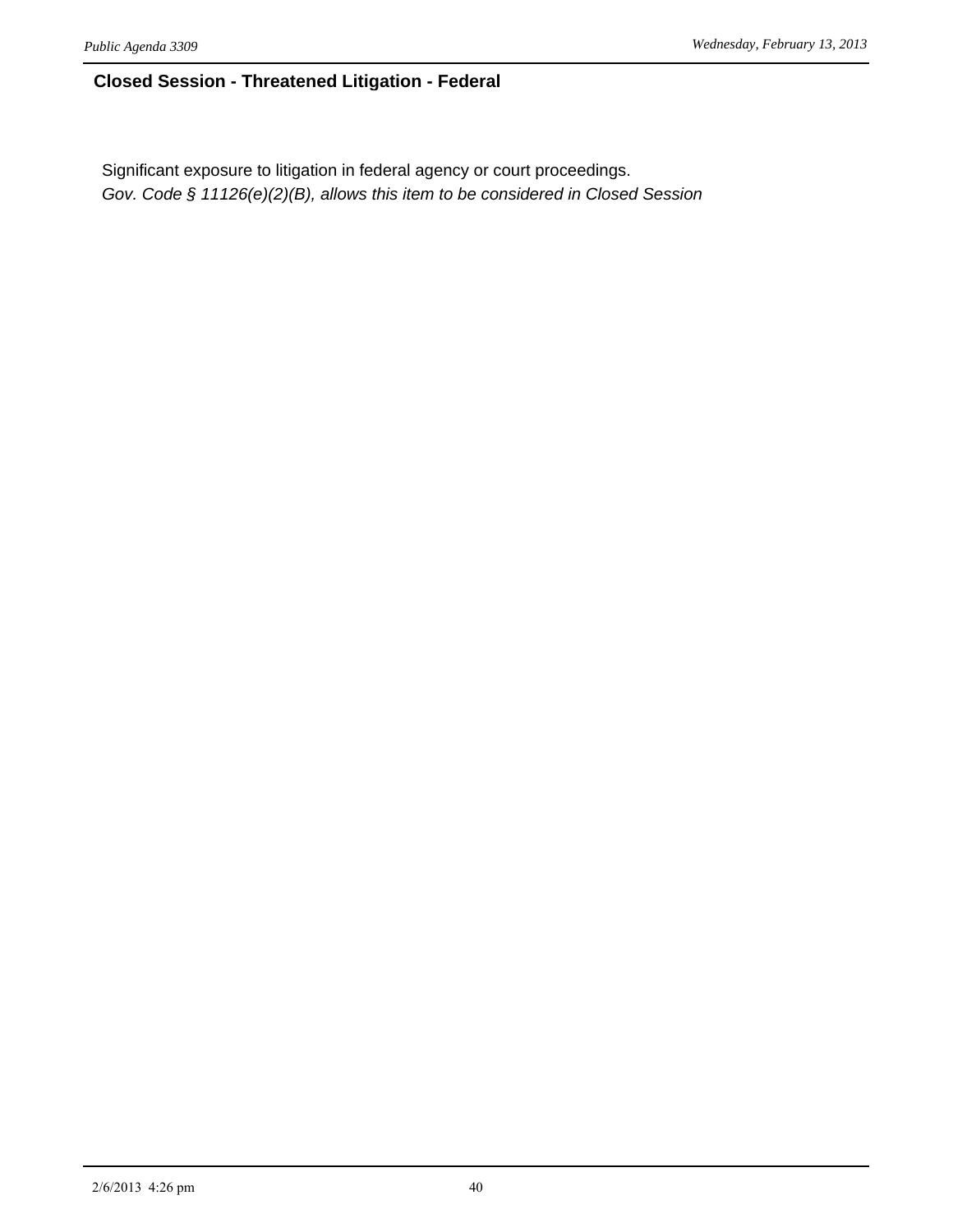## Closed Session - Threatened Litigation - Federal

Significant exposure to litigation in federal agency or court proceedings.

*Gov. Code § 11126(e)(2)(B), allows this item to be considered in Closed Session*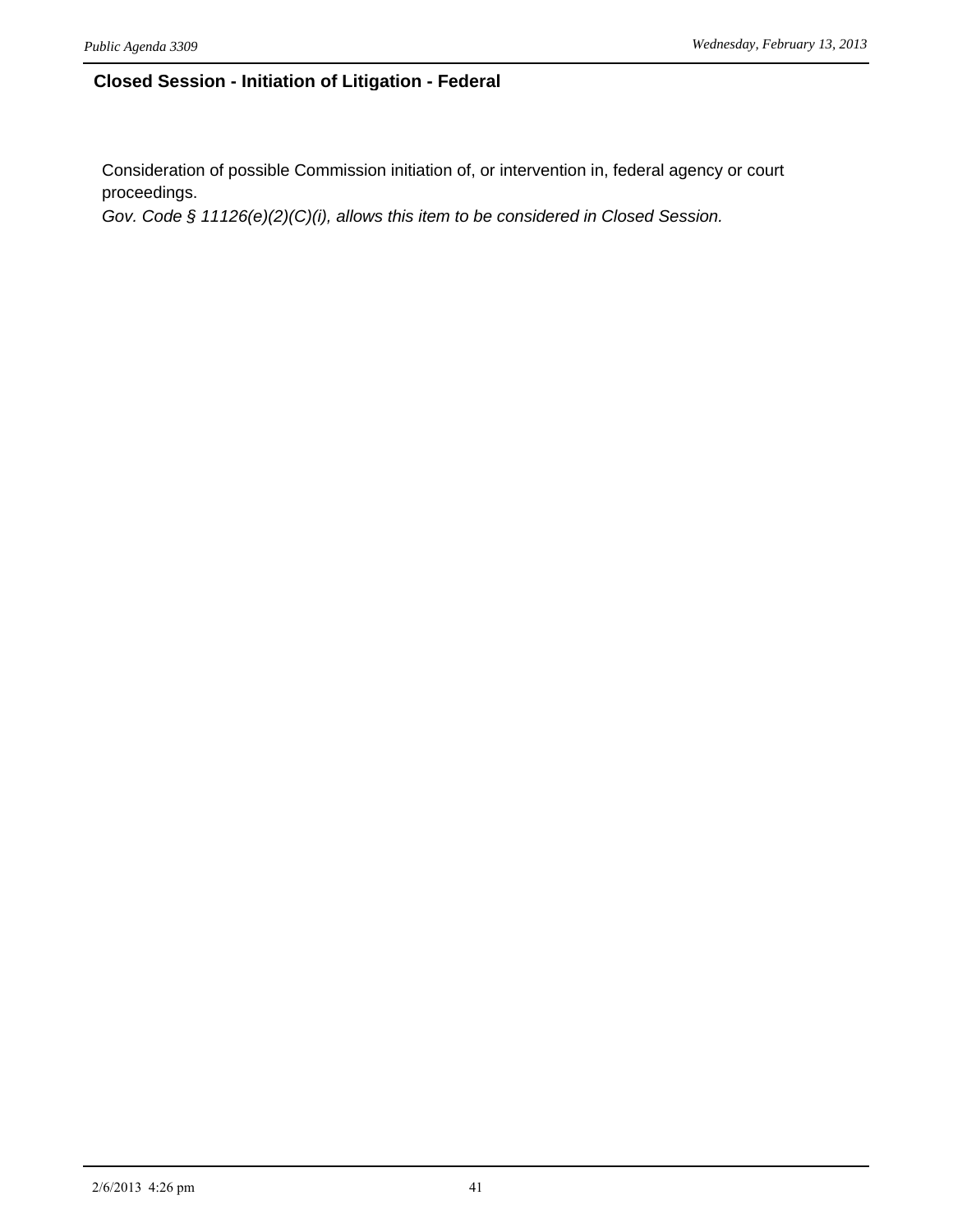## Closed Session - Initiation of Litigation - Federal

Consideration of possible Commission initiation of, or intervention in, federal agency or court proceedings.

*Gov. Code § 11126(e)(2)(C)(i), allows this item to be considered in Closed Session.*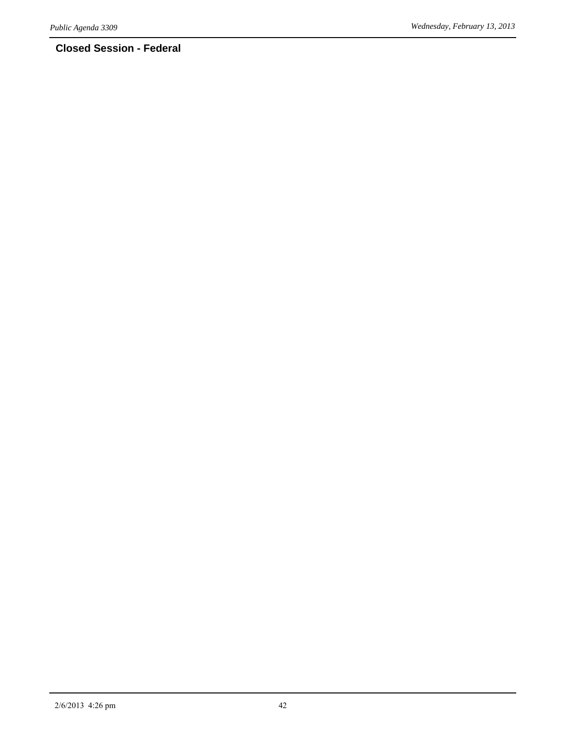## Closed Session - Federal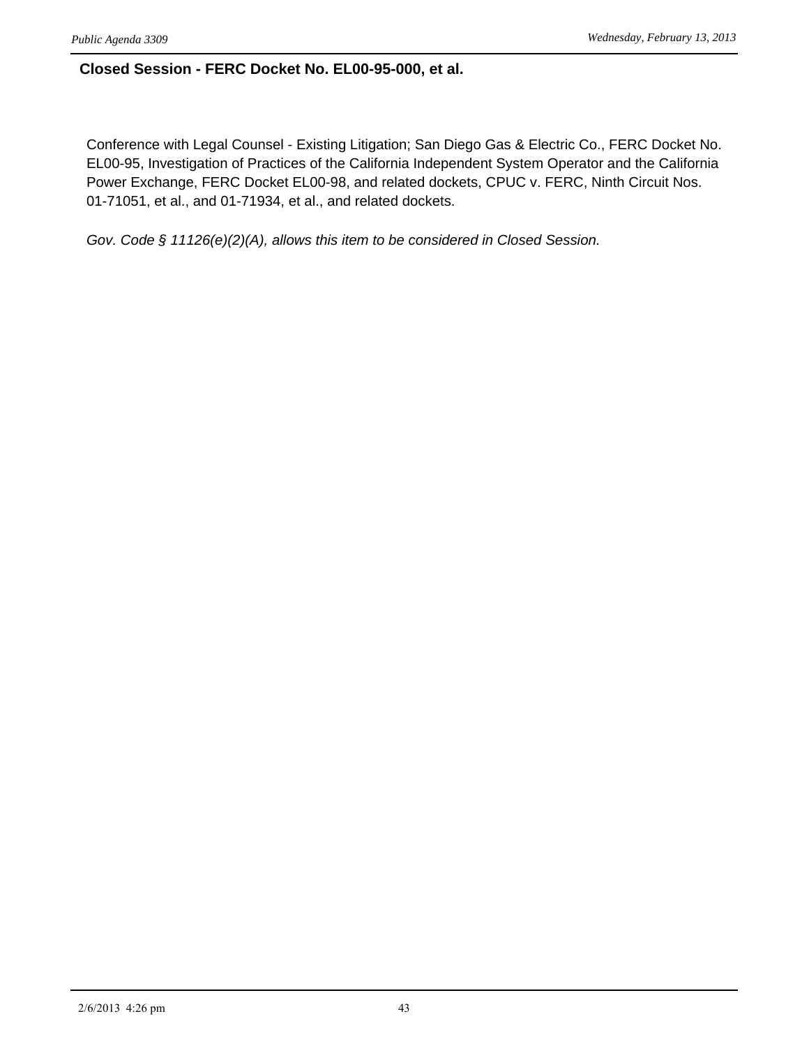## Closed Session - FERC Docket No. EL00-95-000, et al.

Conference with Legal Counsel - Existing Litigation; San Diego Gas & Electric Co., FERC Docket No. EL00-95, Investigation of Practices of the California Independent System Operator and the California Power Exchange, FERC Docket EL00-98, and related dockets, CPUC v. FERC, Ninth Circuit Nos. 01-71051, et al., and 01-71934, et al., and related dockets.

*Gov. Code § 11126(e)(2)(A), allows this item to be considered in Closed Session.*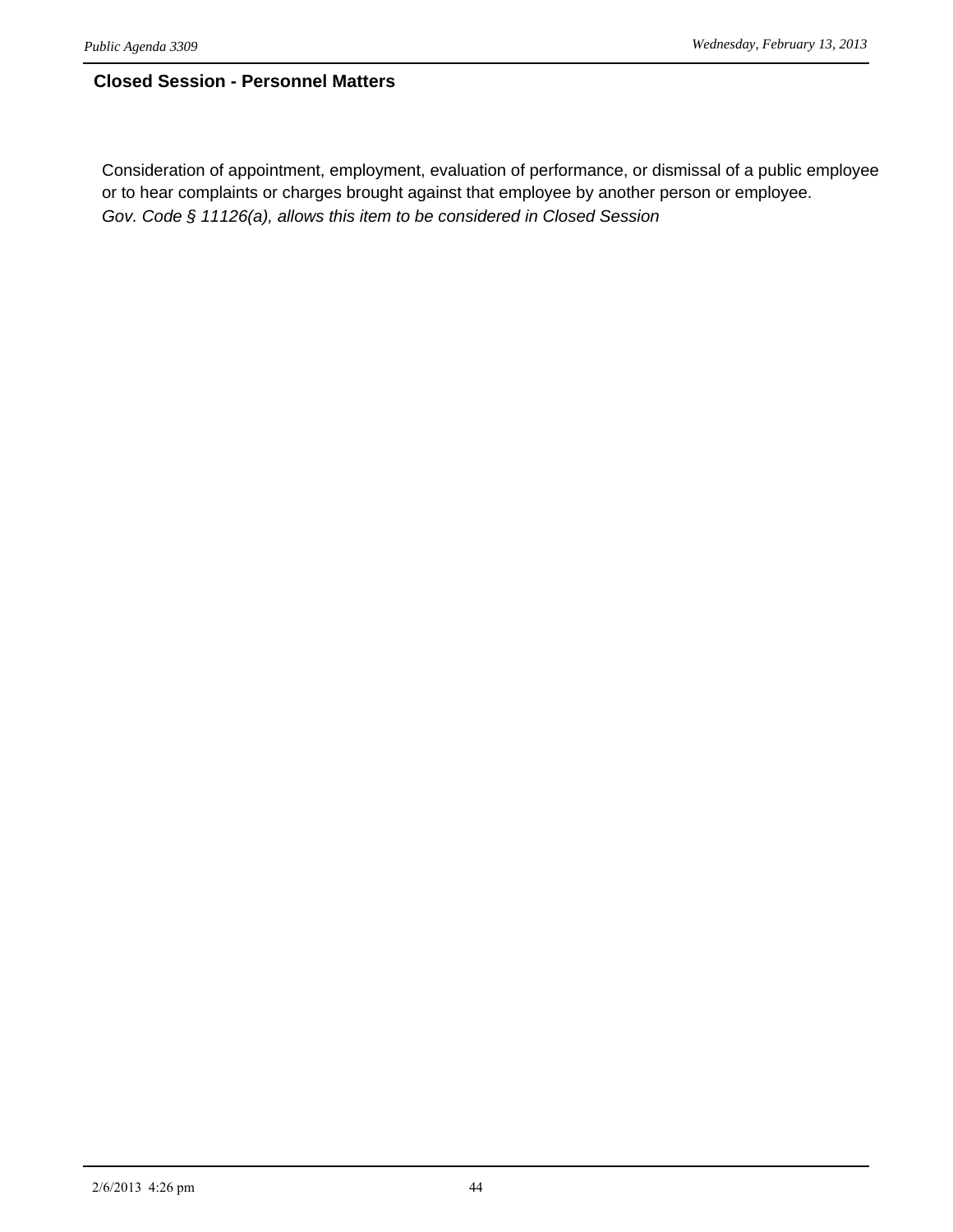## Closed Session - Personnel Matters

Consideration of appointment, employment, evaluation of performance, or dismissal of a public employee or to hear complaints or charges brought against that employee by another person or employee.

*Gov. Code § 11126(a), allows this item to be considered in Closed Session*